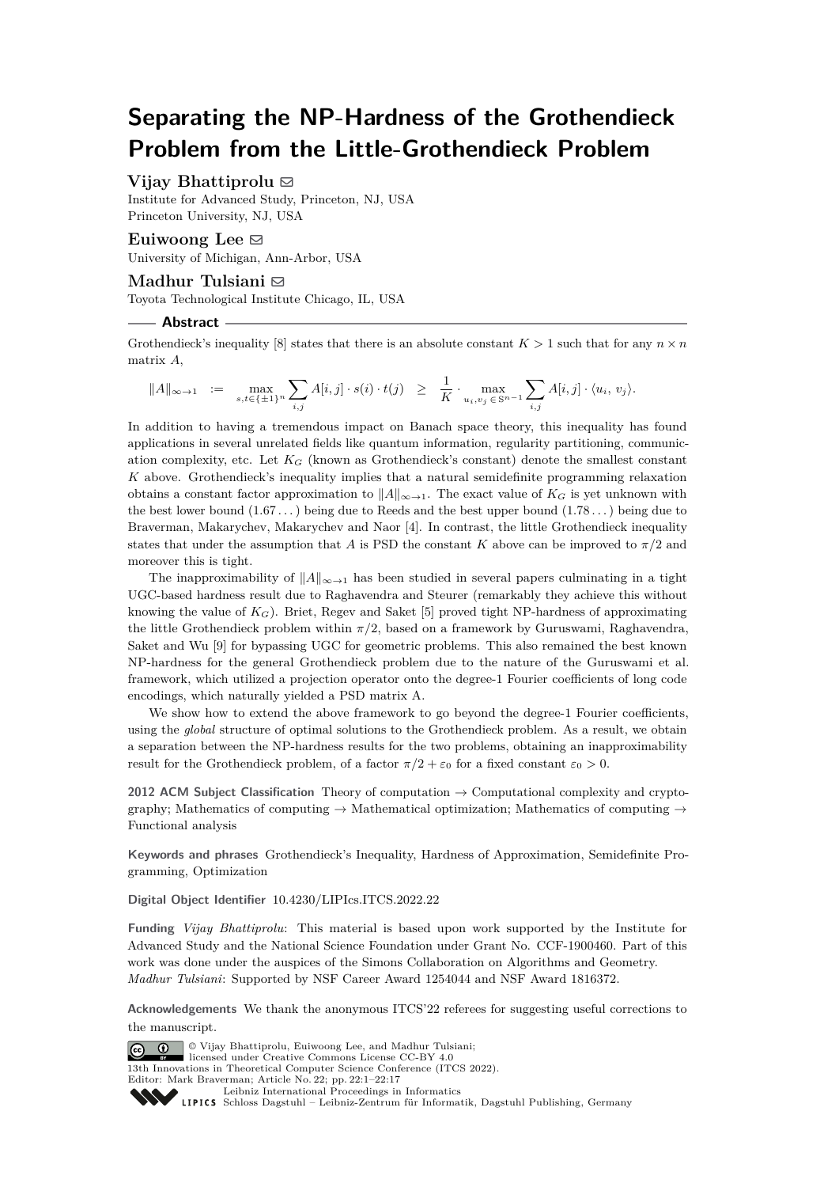# Separating the NP-Hardness of the Grothendieck Problem from the Little-Grothendieck Problem

**Vijay Bhattiprolu** ✉
Institute for Advanced Study, Princeton, NJ, USA
Princeton University, NJ, USA

**Euiwoong Lee** ✉
University of Michigan, Ann-Arbor, USA

**Madhur Tulsiani** ✉
Toyota Technological Institute Chicago, IL, USA

## Abstract

Grothendieck's inequality [8] states that there is an absolute constant $K > 1$ such that for any $n \times n$ matrix $A$,

$$\|A\|_{\infty\to 1} \quad := \quad \max_{s,t\in\{\pm 1\}^n} \sum_{i,j} A[i,j] \cdot s(i) \cdot t(j) \quad \geq \quad \frac{1}{K} \cdot \max_{u_i, v_j \in \mathbb{S}^{n-1}} \sum_{i,j} A[i,j] \cdot \langle u_i,\, v_j \rangle.$$

In addition to having a tremendous impact on Banach space theory, this inequality has found applications in several unrelated fields like quantum information, regularity partitioning, communication complexity, etc. Let $K_G$ (known as Grothendieck's constant) denote the smallest constant $K$ above. Grothendieck's inequality implies that a natural semidefinite programming relaxation obtains a constant factor approximation to $\|A\|_{\infty\to 1}$. The exact value of $K_G$ is yet unknown with the best lower bound $(1.67\ldots)$ being due to Reeds and the best upper bound $(1.78\ldots)$ being due to Braverman, Makarychev, Makarychev and Naor [4]. In contrast, the little Grothendieck inequality states that under the assumption that $A$ is PSD the constant $K$ above can be improved to $\pi/2$ and moreover this is tight.

The inapproximability of $\|A\|_{\infty\to 1}$ has been studied in several papers culminating in a tight UGC-based hardness result due to Raghavendra and Steurer (remarkably they achieve this without knowing the value of $K_G$). Briet, Regev and Saket [5] proved tight NP-hardness of approximating the little Grothendieck problem within $\pi/2$, based on a framework by Guruswami, Raghavendra, Saket and Wu [9] for bypassing UGC for geometric problems. This also remained the best known NP-hardness for the general Grothendieck problem due to the nature of the Guruswami et al. framework, which utilized a projection operator onto the degree-1 Fourier coefficients of long code encodings, which naturally yielded a PSD matrix A.

We show how to extend the above framework to go beyond the degree-1 Fourier coefficients, using the *global* structure of optimal solutions to the Grothendieck problem. As a result, we obtain a separation between the NP-hardness results for the two problems, obtaining an inapproximability result for the Grothendieck problem, of a factor $\pi/2 + \varepsilon_0$ for a fixed constant $\varepsilon_0 > 0$.

**2012 ACM Subject Classification** Theory of computation → Computational complexity and cryptography; Mathematics of computing → Mathematical optimization; Mathematics of computing → Functional analysis

**Keywords and phrases** Grothendieck's Inequality, Hardness of Approximation, Semidefinite Programming, Optimization

**Digital Object Identifier** 10.4230/LIPIcs.ITCS.2022.22

**Funding** *Vijay Bhattiprolu*: This material is based upon work supported by the Institute for Advanced Study and the National Science Foundation under Grant No. CCF-1900460. Part of this work was done under the auspices of the Simons Collaboration on Algorithms and Geometry.
*Madhur Tulsiani*: Supported by NSF Career Award 1254044 and NSF Award 1816372.

**Acknowledgements** We thank the anonymous ITCS'22 referees for suggesting useful corrections to the manuscript.

© Vijay Bhattiprolu, Euiwoong Lee, and Madhur Tulsiani;
licensed under Creative Commons License CC-BY 4.0
13th Innovations in Theoretical Computer Science Conference (ITCS 2022).
Editor: Mark Braverman; Article No. 22; pp. 22:1–22:17
Leibniz International Proceedings in Informatics
LIPICS Schloss Dagstuhl – Leibniz-Zentrum für Informatik, Dagstuhl Publishing, Germany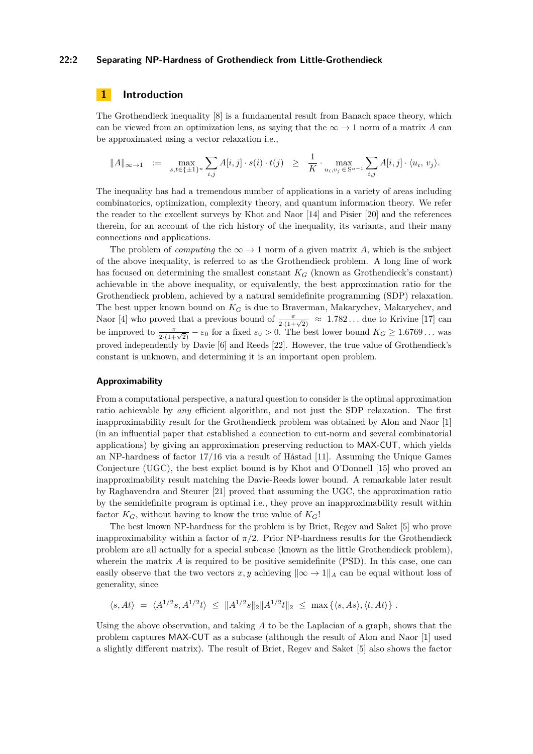## 1 Introduction

The Grothendieck inequality [8] is a fundamental result from Banach space theory, which can be viewed from an optimization lens, as saying that the $\infty \to 1$ norm of a matrix $A$ can be approximated using a vector relaxation i.e.,

$$\|A\|_{\infty\to 1} \quad := \quad \max_{s,t\in\{\pm 1\}^n} \sum_{i,j} A[i,j]\cdot s(i)\cdot t(j) \quad \geq \quad \frac{1}{K}\cdot \max_{u_i,v_j\,\in\,\mathbb{S}^{n-1}} \sum_{i,j} A[i,j]\cdot \langle u_i,\, v_j\rangle.$$

The inequality has had a tremendous number of applications in a variety of areas including combinatorics, optimization, complexity theory, and quantum information theory. We refer the reader to the excellent surveys by Khot and Naor [14] and Pisier [20] and the references therein, for an account of the rich history of the inequality, its variants, and their many connections and applications.

The problem of *computing* the $\infty \to 1$ norm of a given matrix $A$, which is the subject of the above inequality, is referred to as the Grothendieck problem. A long line of work has focused on determining the smallest constant $K_G$ (known as Grothendieck's constant) achievable in the above inequality, or equivalently, the best approximation ratio for the Grothendieck problem, achieved by a natural semidefinite programming (SDP) relaxation. The best upper known bound on $K_G$ is due to Braverman, Makarychev, Makarychev, and Naor [4] who proved that a previous bound of $\frac{\pi}{2\cdot(1+\sqrt{2})} \approx 1.782\ldots$ due to Krivine [17] can be improved to $\frac{\pi}{2\cdot(1+\sqrt{2})} - \varepsilon_0$ for a fixed $\varepsilon_0 > 0$. The best lower bound $K_G \geq 1.6769\ldots$ was proved independently by Davie [6] and Reeds [22]. However, the true value of Grothendieck's constant is unknown, and determining it is an important open problem.

#### Approximability

From a computational perspective, a natural question to consider is the optimal approximation ratio achievable by *any* efficient algorithm, and not just the SDP relaxation. The first inapproximability result for the Grothendieck problem was obtained by Alon and Naor [1] (in an influential paper that established a connection to cut-norm and several combinatorial applications) by giving an approximation preserving reduction to MAX-CUT, which yields an NP-hardness of factor 17/16 via a result of Håstad [11]. Assuming the Unique Games Conjecture (UGC), the best explicit bound is by Khot and O'Donnell [15] who proved an inapproximability result matching the Davie-Reeds lower bound. A remarkable later result by Raghavendra and Steurer [21] proved that assuming the UGC, the approximation ratio by the semidefinite program is optimal i.e., they prove an inapproximability result within factor $K_G$, without having to know the true value of $K_G$!

The best known NP-hardness for the problem is by Briet, Regev and Saket [5] who prove inapproximability within a factor of $\pi/2$. Prior NP-hardness results for the Grothendieck problem are all actually for a special subcase (known as the little Grothendieck problem), wherein the matrix $A$ is required to be positive semidefinite (PSD). In this case, one can easily observe that the two vectors $x, y$ achieving $\|\infty \to 1\|_A$ can be equal without loss of generality, since

$$\langle s, At\rangle \;=\; \langle A^{1/2}s, A^{1/2}t\rangle \;\leq\; \|A^{1/2}s\|_2\|A^{1/2}t\|_2 \;\leq\; \max\left\{\langle s, As\rangle, \langle t, At\rangle\right\}.$$

Using the above observation, and taking $A$ to be the Laplacian of a graph, shows that the problem captures MAX-CUT as a subcase (although the result of Alon and Naor [1] used a slightly different matrix). The result of Briet, Regev and Saket [5] also shows the factor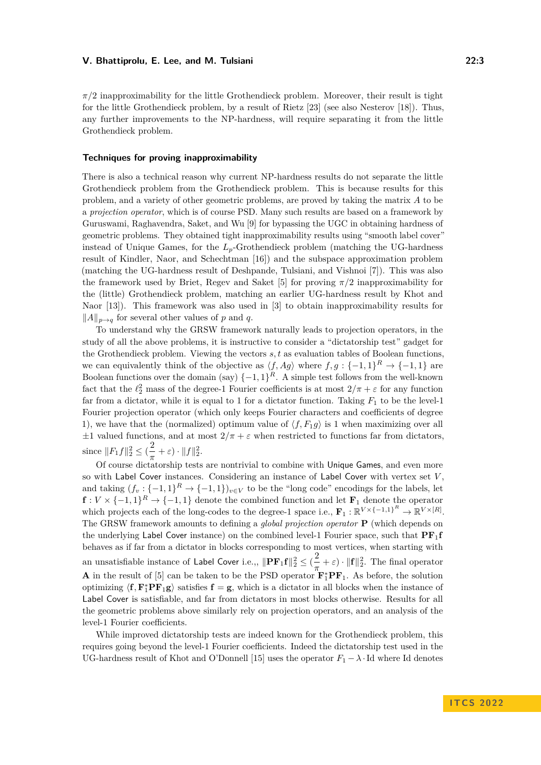$\pi/2$ inapproximability for the little Grothendieck problem. Moreover, their result is tight for the little Grothendieck problem, by a result of Rietz [23] (see also Nesterov [18]). Thus, any further improvements to the NP-hardness, will require separating it from the little Grothendieck problem.

### Techniques for proving inapproximability

There is also a technical reason why current NP-hardness results do not separate the little Grothendieck problem from the Grothendieck problem. This is because results for this problem, and a variety of other geometric problems, are proved by taking the matrix $A$ to be a *projection operator*, which is of course PSD. Many such results are based on a framework by Guruswami, Raghavendra, Saket, and Wu [9] for bypassing the UGC in obtaining hardness of geometric problems. They obtained tight inapproximability results using "smooth label cover" instead of Unique Games, for the $L_p$-Grothendieck problem (matching the UG-hardness result of Kindler, Naor, and Schechtman [16]) and the subspace approximation problem (matching the UG-hardness result of Deshpande, Tulsiani, and Vishnoi [7]). This was also the framework used by Briet, Regev and Saket [5] for proving $\pi/2$ inapproximability for the (little) Grothendieck problem, matching an earlier UG-hardness result by Khot and Naor [13]). This framework was also used in [3] to obtain inapproximability results for $\|A\|_{p\to q}$ for several other values of $p$ and $q$.

To understand why the GRSW framework naturally leads to projection operators, in the study of all the above problems, it is instructive to consider a "dictatorship test" gadget for the Grothendieck problem. Viewing the vectors $s, t$ as evaluation tables of Boolean functions, we can equivalently think of the objective as $\langle f, Ag\rangle$ where $f, g : \{-1,1\}^R \to \{-1,1\}$ are Boolean functions over the domain (say) $\{-1,1\}^R$. A simple test follows from the well-known fact that the $\ell_2^2$ mass of the degree-1 Fourier coefficients is at most $2/\pi + \varepsilon$ for any function far from a dictator, while it is equal to 1 for a dictator function. Taking $F_1$ to be the level-1 Fourier projection operator (which only keeps Fourier characters and coefficients of degree 1), we have that the (normalized) optimum value of $\langle f, F_1 g\rangle$ is 1 when maximizing over all $\pm 1$ valued functions, and at most $2/\pi + \varepsilon$ when restricted to functions far from dictators, since $\|F_1 f\|_2^2 \le (\frac{2}{\pi} + \varepsilon) \cdot \|f\|_2^2$.

Of course dictatorship tests are nontrivial to combine with Unique Games, and even more so with Label Cover instances. Considering an instance of Label Cover with vertex set $V$, and taking $(f_v : \{-1,1\}^R \to \{-1,1\})_{v\in V}$ to be the "long code" encodings for the labels, let $\mathbf{f} : V \times \{-1,1\}^R \to \{-1,1\}$ denote the combined function and let $\mathbf{F}_1$ denote the operator which projects each of the long-codes to the degree-1 space i.e., $\mathbf{F}_1 : \mathbb{R}^{V\times\{-1,1\}^R} \to \mathbb{R}^{V\times[R]}$. The GRSW framework amounts to defining a *global projection operator* $\mathbf{P}$ (which depends on the underlying Label Cover instance) on the combined level-1 Fourier space, such that $\mathbf{P}\mathbf{F}_1\mathbf{f}$ behaves as if far from a dictator in blocks corresponding to most vertices, when starting with an unsatisfiable instance of Label Cover i.e.,, $\|\mathbf{P}\mathbf{F}_1\mathbf{f}\|_2^2 \le (\frac{2}{\pi} + \varepsilon) \cdot \|\mathbf{f}\|_2^2$. The final operator $\mathbf{A}$ in the result of [5] can be taken to be the PSD operator $\mathbf{F}_1^*\mathbf{P}\mathbf{F}_1$. As before, the solution optimizing $\langle \mathbf{f}, \mathbf{F}_1^*\mathbf{P}\mathbf{F}_1\mathbf{g}\rangle$ satisfies $\mathbf{f} = \mathbf{g}$, which is a dictator in all blocks when the instance of Label Cover is satisfiable, and far from dictators in most blocks otherwise. Results for all the geometric problems above similarly rely on projection operators, and an analysis of the level-1 Fourier coefficients.

While improved dictatorship tests are indeed known for the Grothendieck problem, this requires going beyond the level-1 Fourier coefficients. Indeed the dictatorship test used in the UG-hardness result of Khot and O'Donnell [15] uses the operator $F_1 - \lambda \cdot \mathrm{Id}$ where Id denotes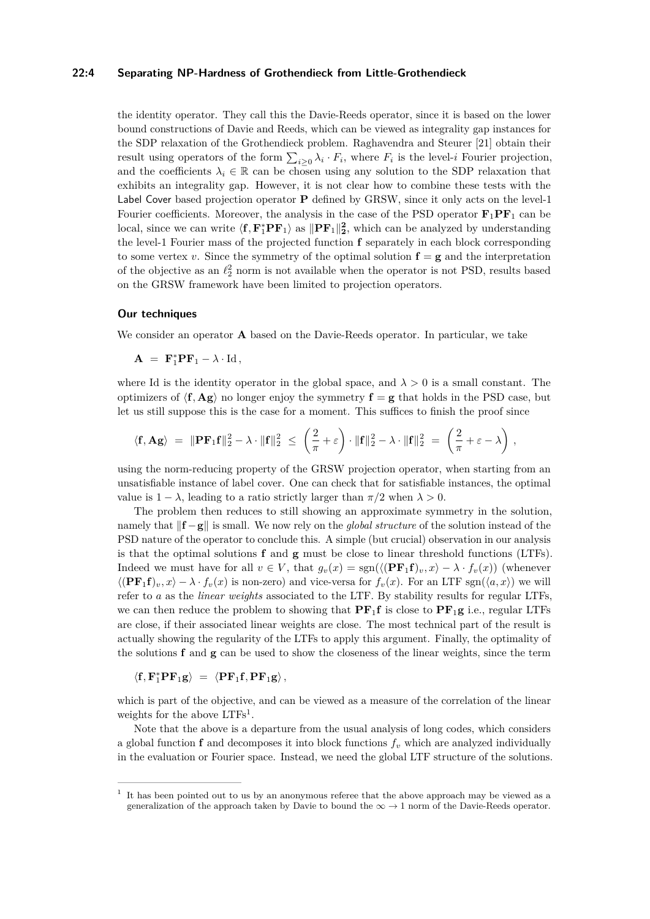the identity operator. They call this the Davie-Reeds operator, since it is based on the lower bound constructions of Davie and Reeds, which can be viewed as integrality gap instances for the SDP relaxation of the Grothendieck problem. Raghavendra and Steurer [21] obtain their result using operators of the form $\sum_{i\geq 0} \lambda_i \cdot F_i$, where $F_i$ is the level-$i$ Fourier projection, and the coefficients $\lambda_i \in \mathbb{R}$ can be chosen using any solution to the SDP relaxation that exhibits an integrality gap. However, it is not clear how to combine these tests with the Label Cover based projection operator $\mathbf{P}$ defined by GRSW, since it only acts on the level-1 Fourier coefficients. Moreover, the analysis in the case of the PSD operator $\mathbf{F}_1\mathbf{P}\mathbf{F}_1$ can be local, since we can write $\langle \mathbf{f}, \mathbf{F}_1^*\mathbf{P}\mathbf{F}_1\rangle$ as $\|\mathbf{P}\mathbf{F}_1\|_2^2$, which can be analyzed by understanding the level-1 Fourier mass of the projected function $\mathbf{f}$ separately in each block corresponding to some vertex $v$. Since the symmetry of the optimal solution $\mathbf{f} = \mathbf{g}$ and the interpretation of the objective as an $\ell_2^2$ norm is not available when the operator is not PSD, results based on the GRSW framework have been limited to projection operators.

### Our techniques

We consider an operator $\mathbf{A}$ based on the Davie-Reeds operator. In particular, we take

$$\mathbf{A} \;=\; \mathbf{F}_1^*\mathbf{P}\mathbf{F}_1 - \lambda \cdot \mathrm{Id}\,,$$

where Id is the identity operator in the global space, and $\lambda > 0$ is a small constant. The optimizers of $\langle \mathbf{f}, \mathbf{A}\mathbf{g}\rangle$ no longer enjoy the symmetry $\mathbf{f} = \mathbf{g}$ that holds in the PSD case, but let us still suppose this is the case for a moment. This suffices to finish the proof since

$$\langle \mathbf{f}, \mathbf{A}\mathbf{g}\rangle \;=\; \|\mathbf{P}\mathbf{F}_1\mathbf{f}\|_2^2 - \lambda \cdot \|\mathbf{f}\|_2^2 \;\leq\; \left(\frac{2}{\pi} + \varepsilon\right) \cdot \|\mathbf{f}\|_2^2 - \lambda \cdot \|\mathbf{f}\|_2^2 \;=\; \left(\frac{2}{\pi} + \varepsilon - \lambda\right)\,,$$

using the norm-reducing property of the GRSW projection operator, when starting from an unsatisfiable instance of label cover. One can check that for satisfiable instances, the optimal value is $1 - \lambda$, leading to a ratio strictly larger than $\pi/2$ when $\lambda > 0$.

The problem then reduces to still showing an approximate symmetry in the solution, namely that $\|\mathbf{f} - \mathbf{g}\|$ is small. We now rely on the *global structure* of the solution instead of the PSD nature of the operator to conclude this. A simple (but crucial) observation in our analysis is that the optimal solutions $\mathbf{f}$ and $\mathbf{g}$ must be close to linear threshold functions (LTFs). Indeed we must have for all $v \in V$, that $g_v(x) = \mathrm{sgn}(\langle (\mathbf{P}\mathbf{F}_1\mathbf{f})_v, x\rangle - \lambda \cdot f_v(x))$ (whenever $\langle (\mathbf{P}\mathbf{F}_1\mathbf{f})_v, x\rangle - \lambda \cdot f_v(x)$ is non-zero) and vice-versa for $f_v(x)$. For an LTF $\mathrm{sgn}(\langle a, x\rangle)$ we will refer to $a$ as the *linear weights* associated to the LTF. By stability results for regular LTFs, we can then reduce the problem to showing that $\mathbf{P}\mathbf{F}_1\mathbf{f}$ is close to $\mathbf{P}\mathbf{F}_1\mathbf{g}$ i.e., regular LTFs are close, if their associated linear weights are close. The most technical part of the result is actually showing the regularity of the LTFs to apply this argument. Finally, the optimality of the solutions $\mathbf{f}$ and $\mathbf{g}$ can be used to show the closeness of the linear weights, since the term

$$\langle \mathbf{f}, \mathbf{F}_1^*\mathbf{P}\mathbf{F}_1\mathbf{g}\rangle \;=\; \langle \mathbf{P}\mathbf{F}_1\mathbf{f}, \mathbf{P}\mathbf{F}_1\mathbf{g}\rangle\,,$$

which is part of the objective, and can be viewed as a measure of the correlation of the linear weights for the above LTFs[1].

Note that the above is a departure from the usual analysis of long codes, which considers a global function $\mathbf{f}$ and decomposes it into block functions $f_v$ which are analyzed individually in the evaluation or Fourier space. Instead, we need the global LTF structure of the solutions.

---

[1] It has been pointed out to us by an anonymous referee that the above approach may be viewed as a generalization of the approach taken by Davie to bound the $\infty \to 1$ norm of the Davie-Reeds operator.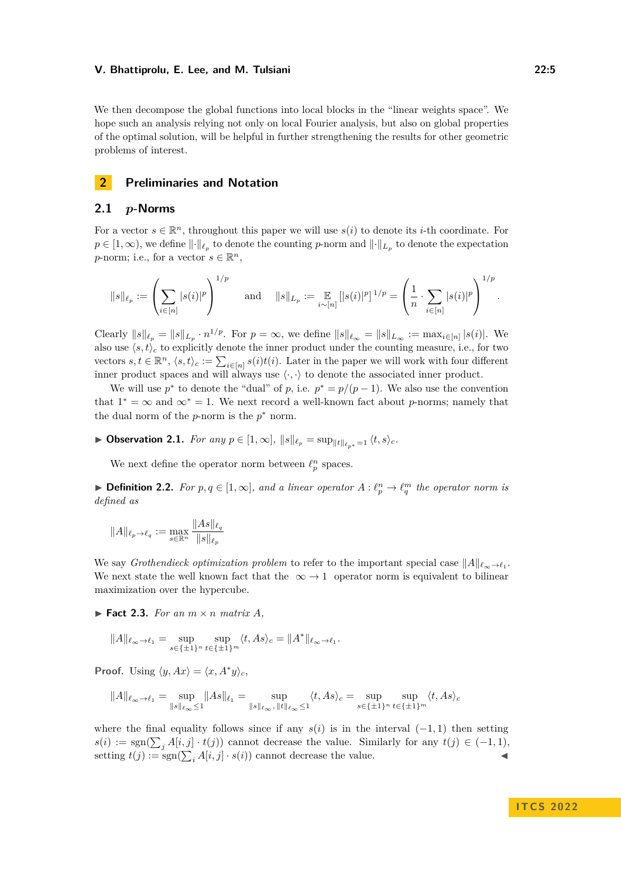We then decompose the global functions into local blocks in the "linear weights space". We hope such an analysis relying not only on local Fourier analysis, but also on global properties of the optimal solution, will be helpful in further strengthening the results for other geometric problems of interest.

## 2 Preliminaries and Notation

### 2.1 $p$-Norms

For a vector $s \in \mathbb{R}^n$, throughout this paper we will use $s(i)$ to denote its $i$-th coordinate. For $p \in [1, \infty)$, we define $\|\cdot\|_{\ell_p}$ to denote the counting $p$-norm and $\|\cdot\|_{L_p}$ to denote the expectation $p$-norm; i.e., for a vector $s \in \mathbb{R}^n$,

$$\|s\|_{\ell_p} := \left( \sum_{i \in [n]} |s(i)|^p \right)^{1/p} \quad \text{and} \quad \|s\|_{L_p} := \mathop{\mathbb{E}}_{i \sim [n]} \left[ |s(i)|^p \right]^{1/p} = \left( \frac{1}{n} \cdot \sum_{i \in [n]} |s(i)|^p \right)^{1/p}.$$

Clearly $\|s\|_{\ell_p} = \|s\|_{L_p} \cdot n^{1/p}$. For $p = \infty$, we define $\|s\|_{\ell_\infty} = \|s\|_{L_\infty} := \max_{i \in [n]} |s(i)|$. We also use $\langle s, t \rangle_c$ to explicitly denote the inner product under the counting measure, i.e., for two vectors $s, t \in \mathbb{R}^n$, $\langle s, t \rangle_c := \sum_{i \in [n]} s(i) t(i)$. Later in the paper we will work with four different inner product spaces and will always use $\langle \cdot, \cdot \rangle$ to denote the associated inner product.

We will use $p^*$ to denote the "dual" of $p$, i.e. $p^* = p/(p-1)$. We also use the convention that $1^* = \infty$ and $\infty^* = 1$. We next record a well-known fact about $p$-norms; namely that the dual norm of the $p$-norm is the $p^*$ norm.

▶ **Observation 2.1.** *For any $p \in [1, \infty]$, $\|s\|_{\ell_p} = \sup_{\|t\|_{\ell_{p^*}} = 1} \langle t, s \rangle_c$.*

We next define the operator norm between $\ell_p^n$ spaces.

▶ **Definition 2.2.** *For $p, q \in [1, \infty]$, and a linear operator $A : \ell_p^n \to \ell_q^m$ the operator norm is defined as*

$$\|A\|_{\ell_p \to \ell_q} := \max_{s \in \mathbb{R}^n} \frac{\|As\|_{\ell_q}}{\|s\|_{\ell_p}}$$

We say *Grothendieck optimization problem* to refer to the important special case $\|A\|_{\ell_\infty \to \ell_1}$. We next state the well known fact that the $\infty \to 1$ operator norm is equivalent to bilinear maximization over the hypercube.

▶ **Fact 2.3.** *For an $m \times n$ matrix $A$,*

$$\|A\|_{\ell_\infty \to \ell_1} = \sup_{s \in \{\pm 1\}^n} \sup_{t \in \{\pm 1\}^m} \langle t, As \rangle_c = \|A^*\|_{\ell_\infty \to \ell_1}.$$

**Proof.** Using $\langle y, Ax \rangle = \langle x, A^* y \rangle_c$,

$$\|A\|_{\ell_\infty \to \ell_1} = \sup_{\|s\|_{\ell_\infty} \le 1} \|As\|_{\ell_1} = \sup_{\|s\|_{\ell_\infty}, \|t\|_{\ell_\infty} \le 1} \langle t, As \rangle_c = \sup_{s \in \{\pm 1\}^n} \sup_{t \in \{\pm 1\}^m} \langle t, As \rangle_c$$

where the final equality follows since if any $s(i)$ is in the interval $(-1, 1)$ then setting $s(i) := \mathrm{sgn}(\sum_j A[i,j] \cdot t(j))$ cannot decrease the value. Similarly for any $t(j) \in (-1, 1)$, setting $t(j) := \mathrm{sgn}(\sum_i A[i,j] \cdot s(i))$ cannot decrease the value. ◀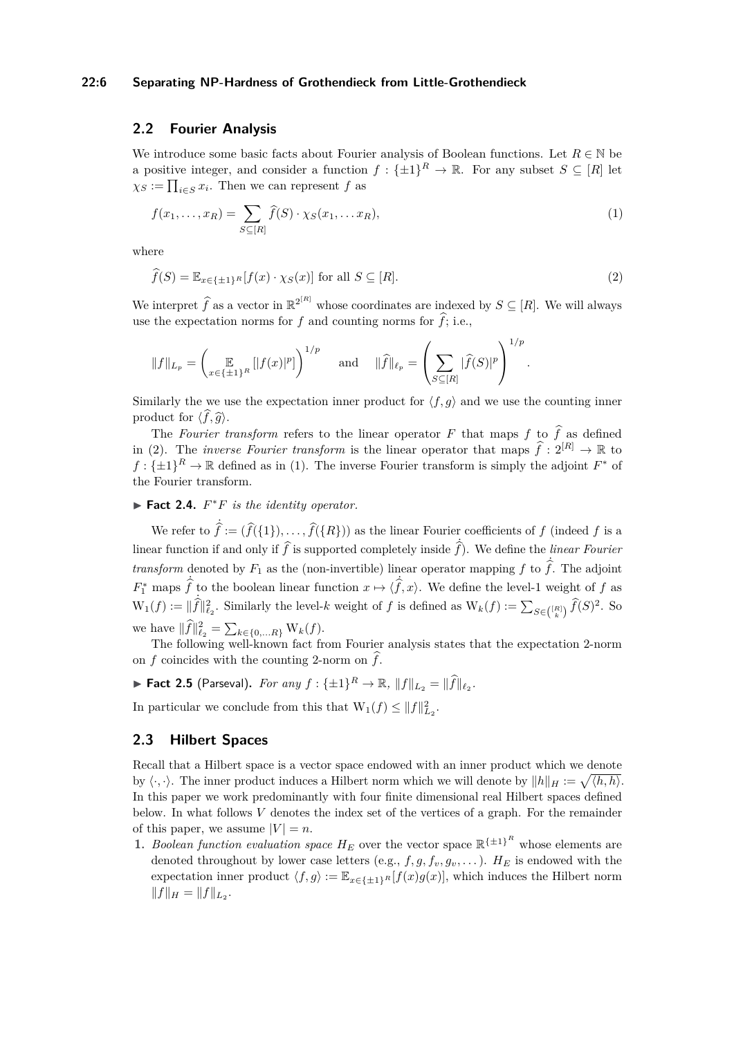## 2.2 Fourier Analysis

We introduce some basic facts about Fourier analysis of Boolean functions. Let $R \in \mathbb{N}$ be a positive integer, and consider a function $f : \{\pm 1\}^R \to \mathbb{R}$. For any subset $S \subseteq [R]$ let $\chi_S := \prod_{i \in S} x_i$. Then we can represent $f$ as

$$f(x_1, \ldots, x_R) = \sum_{S \subseteq [R]} \widehat{f}(S) \cdot \chi_S(x_1, \ldots x_R), \tag{1}$$

where

$$\widehat{f}(S) = \mathbb{E}_{x \in \{\pm 1\}^R}[f(x) \cdot \chi_S(x)] \text{ for all } S \subseteq [R]. \tag{2}$$

We interpret $\widehat{f}$ as a vector in $\mathbb{R}^{2^{[R]}}$ whose coordinates are indexed by $S \subseteq [R]$. We will always use the expectation norms for $f$ and counting norms for $\widehat{f}$; i.e.,

$$\|f\|_{L_p} = \left( \mathop{\mathbb{E}}_{x \in \{\pm 1\}^R} [|f(x)|^p] \right)^{1/p} \quad \text{and} \quad \|\widehat{f}\|_{\ell_p} = \left( \sum_{S \subseteq [R]} |\widehat{f}(S)|^p \right)^{1/p}.$$

Similarly the we use the expectation inner product for $\langle f, g \rangle$ and we use the counting inner product for $\langle \widehat{f}, \widehat{g} \rangle$.

The *Fourier transform* refers to the linear operator $F$ that maps $f$ to $\widehat{f}$ as defined in (2). The *inverse Fourier transform* is the linear operator that maps $\widehat{f} : 2^{[R]} \to \mathbb{R}$ to $f : \{\pm 1\}^R \to \mathbb{R}$ defined as in (1). The inverse Fourier transform is simply the adjoint $F^*$ of the Fourier transform.

▶ **Fact 2.4.** *$F^* F$ is the identity operator.*

We refer to $\dot{\widehat{f}} := (\widehat{f}(\{1\}), \ldots, \widehat{f}(\{R\}))$ as the linear Fourier coefficients of $f$ (indeed $f$ is a linear function if and only if $\widehat{f}$ is supported completely inside $\dot{\widehat{f}}$). We define the *linear Fourier transform* denoted by $F_1$ as the (non-invertible) linear operator mapping $f$ to $\dot{\widehat{f}}$. The adjoint $F_1^*$ maps $\dot{\widehat{f}}$ to the boolean linear function $x \mapsto \langle \dot{\widehat{f}}, x \rangle$. We define the level-1 weight of $f$ as $\mathrm{W}_1(f) := \|\dot{\widehat{f}}\|_{\ell_2}^2$. Similarly the level-$k$ weight of $f$ is defined as $\mathrm{W}_k(f) := \sum_{S \in \binom{[R]}{k}} \widehat{f}(S)^2$. So we have $\|\widehat{f}\|_{\ell_2}^2 = \sum_{k \in \{0, \ldots R\}} \mathrm{W}_k(f)$.

The following well-known fact from Fourier analysis states that the expectation 2-norm on $f$ coincides with the counting 2-norm on $\widehat{f}$.

▶ **Fact 2.5** (Parseval). *For any $f : \{\pm 1\}^R \to \mathbb{R}$, $\|f\|_{L_2} = \|\widehat{f}\|_{\ell_2}$.*

In particular we conclude from this that $\mathrm{W}_1(f) \leq \|f\|_{L_2}^2$.

## 2.3 Hilbert Spaces

Recall that a Hilbert space is a vector space endowed with an inner product which we denote by $\langle \cdot, \cdot \rangle$. The inner product induces a Hilbert norm which we will denote by $\|h\|_H := \sqrt{\langle h, h \rangle}$. In this paper we work predominantly with four finite dimensional real Hilbert spaces defined below. In what follows $V$ denotes the index set of the vertices of a graph. For the remainder of this paper, we assume $|V| = n$.

1. *Boolean function evaluation space* $H_E$ over the vector space $\mathbb{R}^{\{\pm 1\}^R}$ whose elements are denoted throughout by lower case letters (e.g., $f, g, f_v, g_v, \ldots$). $H_E$ is endowed with the expectation inner product $\langle f, g \rangle := \mathbb{E}_{x \in \{\pm 1\}^R}[f(x) g(x)]$, which induces the Hilbert norm $\|f\|_H = \|f\|_{L_2}$.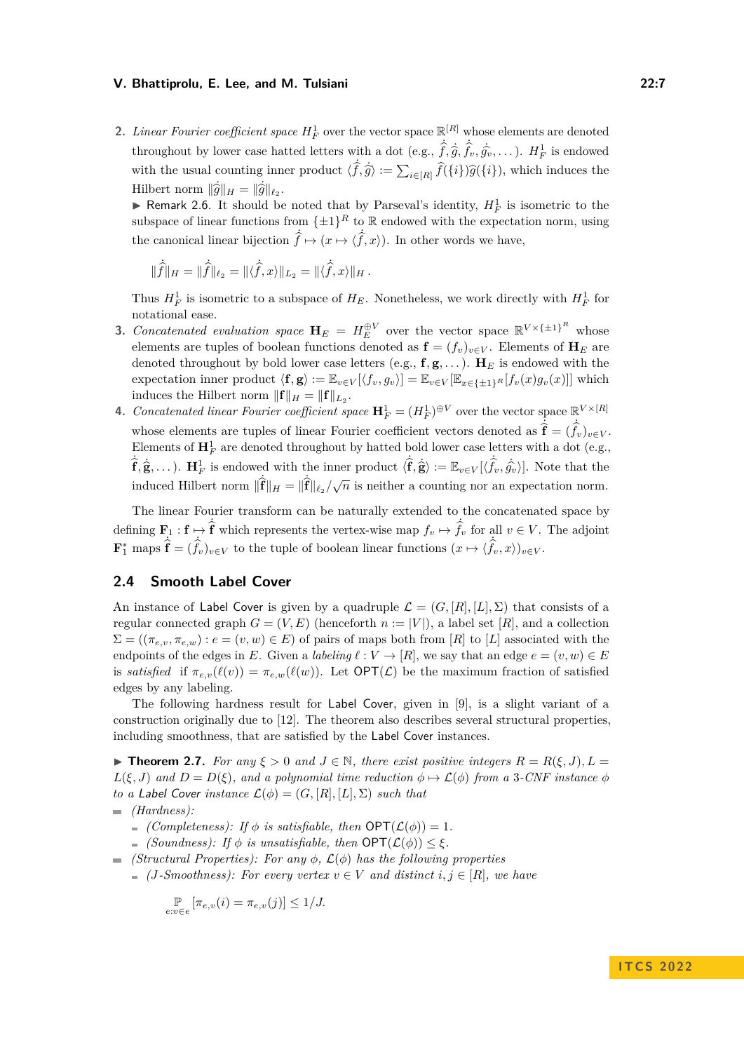2. *Linear Fourier coefficient space* $H_F^1$ over the vector space $\mathbb{R}^{[R]}$ whose elements are denoted throughout by lower case hatted letters with a dot (e.g., $\dot{\hat{f}}, \dot{\hat{g}}, \dot{\hat{f}_v}, \dot{\hat{g_v}}, \dots$). $H_F^1$ is endowed with the usual counting inner product $\langle \dot{\hat{f}}, \dot{\hat{g}} \rangle := \sum_{i \in [R]} \widehat{f}(\{i\})\widehat{g}(\{i\})$, which induces the Hilbert norm $\|\dot{\hat{g}}\|_H = \|\dot{\hat{g}}\|_{\ell_2}$.

   ▶ Remark 2.6. It should be noted that by Parseval's identity, $H_F^1$ is isometric to the subspace of linear functions from $\{\pm 1\}^R$ to $\mathbb{R}$ endowed with the expectation norm, using the canonical linear bijection $\dot{\hat{f}} \mapsto (x \mapsto \langle \dot{\hat{f}}, x \rangle)$. In other words we have,

   $$\|\dot{\hat{f}}\|_H = \|\dot{\hat{f}}\|_{\ell_2} = \|\langle \dot{\hat{f}}, x \rangle\|_{L_2} = \|\langle \dot{\hat{f}}, x \rangle\|_H \,.$$

   Thus $H_F^1$ is isometric to a subspace of $H_E$. Nonetheless, we work directly with $H_F^1$ for notational ease.

3. *Concatenated evaluation space* $\mathbf{H}_E = H_E^{\oplus V}$ over the vector space $\mathbb{R}^{V \times \{\pm 1\}^R}$ whose elements are tuples of boolean functions denoted as $\mathbf{f} = (f_v)_{v \in V}$. Elements of $\mathbf{H}_E$ are denoted throughout by bold lower case letters (e.g., $\mathbf{f}, \mathbf{g}, \dots$). $\mathbf{H}_E$ is endowed with the expectation inner product $\langle \mathbf{f}, \mathbf{g} \rangle := \mathbb{E}_{v \in V}[\langle f_v, g_v \rangle] = \mathbb{E}_{v \in V}[\mathbb{E}_{x \in \{\pm 1\}^R}[f_v(x) g_v(x)]]$ which induces the Hilbert norm $\|\mathbf{f}\|_H = \|\mathbf{f}\|_{L_2}$.

4. *Concatenated linear Fourier coefficient space* $\mathbf{H}_F^1 = (H_F^1)^{\oplus V}$ over the vector space $\mathbb{R}^{V \times [R]}$ whose elements are tuples of linear Fourier coefficient vectors denoted as $\dot{\hat{\mathbf{f}}} = (\dot{\hat{f}_v})_{v \in V}$. Elements of $\mathbf{H}_F^1$ are denoted throughout by hatted bold lower case letters with a dot (e.g., $\dot{\hat{\mathbf{f}}}, \dot{\hat{\mathbf{g}}}, \dots$). $\mathbf{H}_F^1$ is endowed with the inner product $\langle \dot{\hat{\mathbf{f}}}, \dot{\hat{\mathbf{g}}} \rangle := \mathbb{E}_{v \in V}[\langle \dot{\hat{f}_v}, \dot{\hat{g_v}} \rangle]$. Note that the induced Hilbert norm $\|\dot{\hat{\mathbf{f}}}\|_H = \|\dot{\hat{\mathbf{f}}}\|_{\ell_2}/\sqrt{n}$ is neither a counting nor an expectation norm.

The linear Fourier transform can be naturally extended to the concatenated space by defining $\mathbf{F}_1 : \mathbf{f} \mapsto \dot{\hat{\mathbf{f}}}$ which represents the vertex-wise map $f_v \mapsto \dot{\hat{f}_v}$ for all $v \in V$. The adjoint $\mathbf{F}_1^*$ maps $\dot{\hat{\mathbf{f}}} = (\dot{\hat{f}_v})_{v \in V}$ to the tuple of boolean linear functions $(x \mapsto \langle \dot{\hat{f}_v}, x \rangle)_{v \in V}$.

## 2.4 Smooth Label Cover

An instance of Label Cover is given by a quadruple $\mathcal{L} = (G, [R], [L], \Sigma)$ that consists of a regular connected graph $G = (V, E)$ (henceforth $n := |V|$), a label set $[R]$, and a collection $\Sigma = ((\pi_{e,v}, \pi_{e,w}) : e = (v, w) \in E)$ of pairs of maps both from $[R]$ to $[L]$ associated with the endpoints of the edges in $E$. Given a *labeling* $\ell : V \to [R]$, we say that an edge $e = (v, w) \in E$ is *satisfied* if $\pi_{e,v}(\ell(v)) = \pi_{e,w}(\ell(w))$. Let $\mathsf{OPT}(\mathcal{L})$ be the maximum fraction of satisfied edges by any labeling.

The following hardness result for Label Cover, given in [9], is a slight variant of a construction originally due to [12]. The theorem also describes several structural properties, including smoothness, that are satisfied by the Label Cover instances.

▶ **Theorem 2.7.** *For any $\xi > 0$ and $J \in \mathbb{N}$, there exist positive integers $R = R(\xi, J), L = L(\xi, J)$ and $D = D(\xi)$, and a polynomial time reduction $\phi \mapsto \mathcal{L}(\phi)$ from a 3-CNF instance $\phi$ to a Label Cover instance $\mathcal{L}(\phi) = (G, [R], [L], \Sigma)$ such that*

- *(Hardness):*
  - *(Completeness): If $\phi$ is satisfiable, then $\mathsf{OPT}(\mathcal{L}(\phi)) = 1$.*
  - *(Soundness): If $\phi$ is unsatisfiable, then $\mathsf{OPT}(\mathcal{L}(\phi)) \le \xi$.*
- *(Structural Properties): For any $\phi$, $\mathcal{L}(\phi)$ has the following properties*
  - *(J-Smoothness): For every vertex $v \in V$ and distinct $i, j \in [R]$, we have*

    $$\mathop{\mathbb{P}}_{e:v \in e}[\pi_{e,v}(i) = \pi_{e,v}(j)] \le 1/J.$$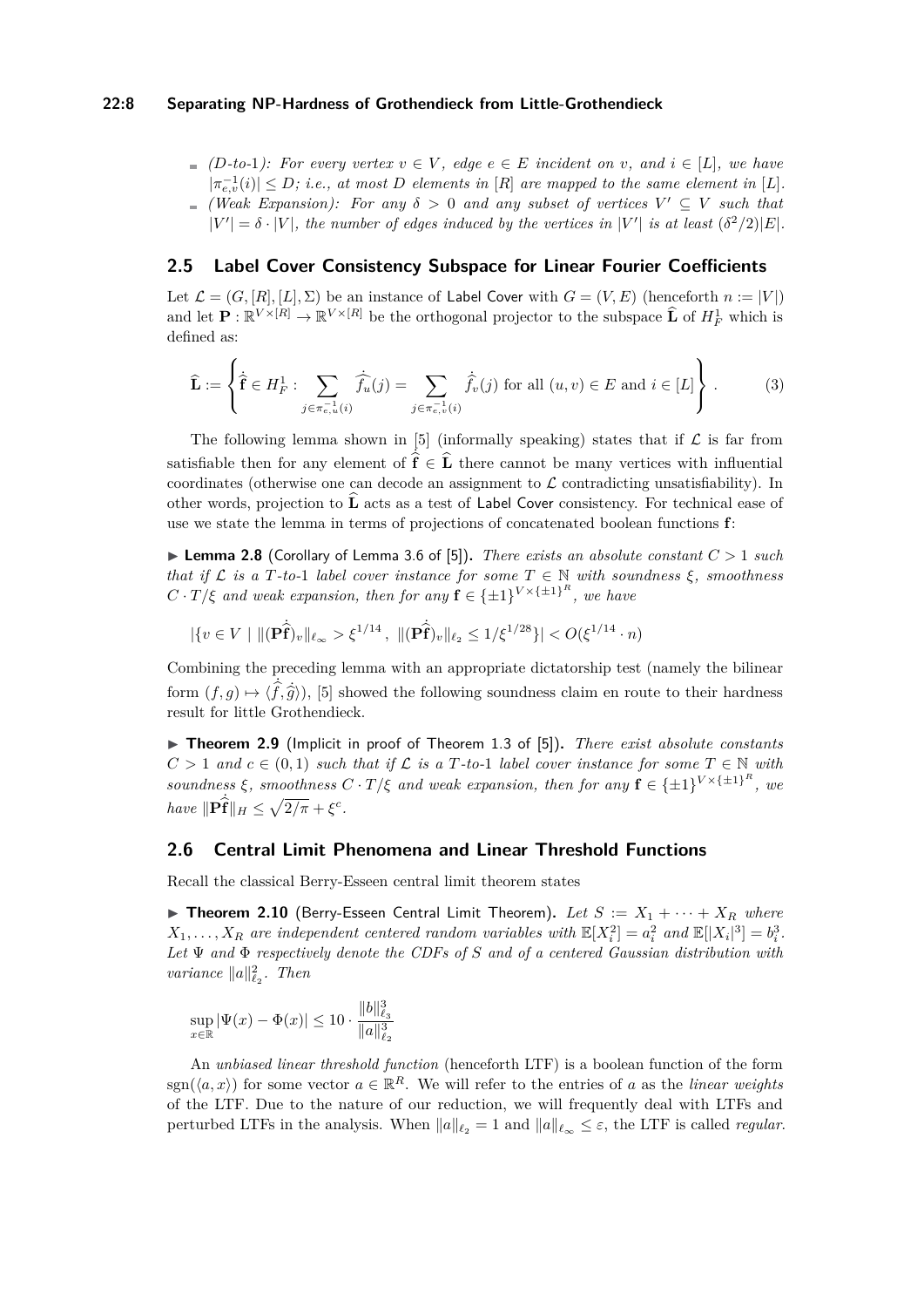- *(D-to-1): For every vertex $v \in V$, edge $e \in E$ incident on $v$, and $i \in [L]$, we have $|\pi_{e,v}^{-1}(i)| \leq D$; i.e., at most $D$ elements in $[R]$ are mapped to the same element in $[L]$.*
- *(Weak Expansion): For any $\delta > 0$ and any subset of vertices $V' \subseteq V$ such that $|V'| = \delta \cdot |V|$, the number of edges induced by the vertices in $|V'|$ is at least $(\delta^2/2)|E|$.*

## 2.5 Label Cover Consistency Subspace for Linear Fourier Coefficients

Let $\mathcal{L} = (G, [R], [L], \Sigma)$ be an instance of Label Cover with $G = (V, E)$ (henceforth $n := |V|$) and let $\mathbf{P} : \mathbb{R}^{V \times [R]} \to \mathbb{R}^{V \times [R]}$ be the orthogonal projector to the subspace $\widehat{\mathbf{L}}$ of $H_F^1$ which is defined as:

$$\widehat{\mathbf{L}} := \left\{ \dot{\widehat{\mathbf{f}}} \in H_F^1 : \sum_{j \in \pi_{e,u}^{-1}(i)} \dot{\widehat{f}_u}(j) = \sum_{j \in \pi_{e,v}^{-1}(i)} \dot{\widehat{f}}_v(j) \text{ for all } (u,v) \in E \text{ and } i \in [L] \right\}. \tag{3}$$

The following lemma shown in [5] (informally speaking) states that if $\mathcal{L}$ is far from satisfiable then for any element of $\dot{\widehat{\mathbf{f}}} \in \widehat{\mathbf{L}}$ there cannot be many vertices with influential coordinates (otherwise one can decode an assignment to $\mathcal{L}$ contradicting unsatisfiability). In other words, projection to $\widehat{\mathbf{L}}$ acts as a test of Label Cover consistency. For technical ease of use we state the lemma in terms of projections of concatenated boolean functions $\mathbf{f}$:

▶ **Lemma 2.8** (Corollary of Lemma 3.6 of [5])**.** *There exists an absolute constant $C > 1$ such that if $\mathcal{L}$ is a $T$-to-1 label cover instance for some $T \in \mathbb{N}$ with soundness $\xi$, smoothness $C \cdot T/\xi$ and weak expansion, then for any $\mathbf{f} \in \{\pm 1\}^{V \times \{\pm 1\}^R}$, we have*

$$|\{v \in V \mid \|(\mathbf{P}\dot{\widehat{\mathbf{f}}})_v\|_{\ell_\infty} > \xi^{1/14}, \ \|(\mathbf{P}\dot{\widehat{\mathbf{f}}})_v\|_{\ell_2} \leq 1/\xi^{1/28}\}| < O(\xi^{1/14} \cdot n)$$

Combining the preceding lemma with an appropriate dictatorship test (namely the bilinear form $(f, g) \mapsto \langle \dot{\widehat{f}}, \dot{\widehat{g}} \rangle$), [5] showed the following soundness claim en route to their hardness result for little Grothendieck.

▶ **Theorem 2.9** (Implicit in proof of Theorem 1.3 of [5])**.** *There exist absolute constants $C > 1$ and $c \in (0, 1)$ such that if $\mathcal{L}$ is a $T$-to-1 label cover instance for some $T \in \mathbb{N}$ with soundness $\xi$, smoothness $C \cdot T/\xi$ and weak expansion, then for any $\mathbf{f} \in \{\pm 1\}^{V \times \{\pm 1\}^R}$, we have $\|\mathbf{P}\dot{\widehat{\mathbf{f}}}\|_H \leq \sqrt{2/\pi} + \xi^c$.*

## 2.6 Central Limit Phenomena and Linear Threshold Functions

Recall the classical Berry-Esseen central limit theorem states

▶ **Theorem 2.10** (Berry-Esseen Central Limit Theorem)**.** *Let $S := X_1 + \cdots + X_R$ where $X_1, \ldots, X_R$ are independent centered random variables with $\mathbb{E}[X_i^2] = a_i^2$ and $\mathbb{E}[|X_i|^3] = b_i^3$. Let $\Psi$ and $\Phi$ respectively denote the CDFs of $S$ and of a centered Gaussian distribution with variance $\|a\|_{\ell_2}^2$. Then*

$$\sup_{x \in \mathbb{R}} |\Psi(x) - \Phi(x)| \leq 10 \cdot \frac{\|b\|_{\ell_3}^3}{\|a\|_{\ell_2}^3}$$

An *unbiased linear threshold function* (henceforth LTF) is a boolean function of the form $\operatorname{sgn}(\langle a, x \rangle)$ for some vector $a \in \mathbb{R}^R$. We will refer to the entries of $a$ as the *linear weights* of the LTF. Due to the nature of our reduction, we will frequently deal with LTFs and perturbed LTFs in the analysis. When $\|a\|_{\ell_2} = 1$ and $\|a\|_{\ell_\infty} \leq \varepsilon$, the LTF is called *regular*.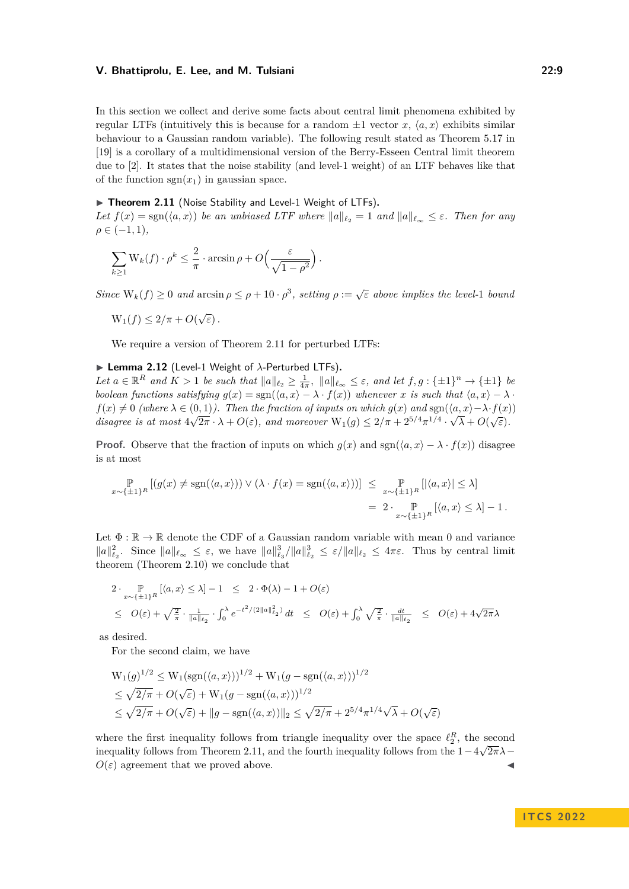In this section we collect and derive some facts about central limit phenomena exhibited by regular LTFs (intuitively this is because for a random $\pm 1$ vector $x$, $\langle a, x\rangle$ exhibits similar behaviour to a Gaussian random variable). The following result stated as Theorem 5.17 in [19] is a corollary of a multidimensional version of the Berry-Esseen Central limit theorem due to [2]. It states that the noise stability (and level-1 weight) of an LTF behaves like that of the function $\mathrm{sgn}(x_1)$ in gaussian space.

▶ **Theorem 2.11** (Noise Stability and Level-1 Weight of LTFs). *Let $f(x) = \mathrm{sgn}(\langle a, x\rangle)$ be an unbiased LTF where $\|a\|_{\ell_2} = 1$ and $\|a\|_{\ell_\infty} \le \varepsilon$. Then for any $\rho \in (-1, 1)$,*

$$\sum_{k \ge 1} \mathrm{W}_k(f) \cdot \rho^k \le \frac{2}{\pi} \cdot \arcsin \rho + O\Big(\frac{\varepsilon}{\sqrt{1-\rho^2}}\Big) .$$

*Since $\mathrm{W}_k(f) \ge 0$ and $\arcsin \rho \le \rho + 10 \cdot \rho^3$, setting $\rho := \sqrt{\varepsilon}$ above implies the level-1 bound*

$$\mathrm{W}_1(f) \le 2/\pi + O(\sqrt{\varepsilon}) .$$

We require a version of Theorem 2.11 for perturbed LTFs:

▶ **Lemma 2.12** (Level-1 Weight of $\lambda$-Perturbed LTFs). *Let $a \in \mathbb{R}^R$ and $K > 1$ be such that $\|a\|_{\ell_2} \ge \frac{1}{4\pi}$, $\|a\|_{\ell_\infty} \le \varepsilon$, and let $f, g : \{\pm 1\}^n \to \{\pm 1\}$ be boolean functions satisfying $g(x) = \mathrm{sgn}(\langle a, x\rangle - \lambda \cdot f(x))$ whenever $x$ is such that $\langle a, x\rangle - \lambda \cdot f(x) \neq 0$ (where $\lambda \in (0, 1)$). Then the fraction of inputs on which $g(x)$ and $\mathrm{sgn}(\langle a, x\rangle - \lambda \cdot f(x))$ disagree is at most $4\sqrt{2\pi} \cdot \lambda + O(\varepsilon)$, and moreover $\mathrm{W}_1(g) \le 2/\pi + 2^{5/4}\pi^{1/4} \cdot \sqrt{\lambda} + O(\sqrt{\varepsilon})$.*

**Proof.** Observe that the fraction of inputs on which $g(x)$ and $\mathrm{sgn}(\langle a, x\rangle - \lambda \cdot f(x))$ disagree is at most

$$\begin{aligned} \mathop{\mathbb{P}}_{x \sim \{\pm 1\}^R} [(g(x) \neq \mathrm{sgn}(\langle a, x\rangle)) \vee (\lambda \cdot f(x) = \mathrm{sgn}(\langle a, x\rangle))] \;&\le\; \mathop{\mathbb{P}}_{x \sim \{\pm 1\}^R} [|\langle a, x\rangle| \le \lambda] \\ &=\; 2 \cdot \mathop{\mathbb{P}}_{x \sim \{\pm 1\}^R} [\langle a, x\rangle \le \lambda] - 1 . \end{aligned}$$

Let $\Phi : \mathbb{R} \to \mathbb{R}$ denote the CDF of a Gaussian random variable with mean 0 and variance $\|a\|_{\ell_2}^2$. Since $\|a\|_{\ell_\infty} \le \varepsilon$, we have $\|a\|_{\ell_3}^3 / \|a\|_{\ell_2}^3 \le \varepsilon / \|a\|_{\ell_2} \le 4\pi\varepsilon$. Thus by central limit theorem (Theorem 2.10) we conclude that

$$\begin{aligned} & 2 \cdot \mathop{\mathbb{P}}_{x \{\pm 1\}^R} [\langle a, x\rangle \le \lambda] - 1 \;\le\; 2 \cdot \Phi(\lambda) - 1 + O(\varepsilon) \\ \le\;& O(\varepsilon) + \sqrt{\tfrac{2}{\pi}} \cdot \tfrac{1}{\|a\|_{\ell_2}} \cdot \int_0^\lambda e^{-t^2/(2\|a\|_{\ell_2}^2)}\, dt \;\le\; O(\varepsilon) + \int_0^\lambda \sqrt{\tfrac{2}{\pi}} \cdot \tfrac{dt}{\|a\|_{\ell_2}} \;\le\; O(\varepsilon) + 4\sqrt{2\pi}\lambda \end{aligned}$$

as desired.

For the second claim, we have

$$\begin{aligned} & \mathrm{W}_1(g)^{1/2} \le \mathrm{W}_1(\mathrm{sgn}(\langle a, x\rangle))^{1/2} + \mathrm{W}_1(g - \mathrm{sgn}(\langle a, x\rangle))^{1/2} \\ & \le \sqrt{2/\pi} + O(\sqrt{\varepsilon}) + \mathrm{W}_1(g - \mathrm{sgn}(\langle a, x\rangle))^{1/2} \\ & \le \sqrt{2/\pi} + O(\sqrt{\varepsilon}) + \|g - \mathrm{sgn}(\langle a, x\rangle)\|_2 \le \sqrt{2/\pi} + 2^{5/4}\pi^{1/4}\sqrt{\lambda} + O(\sqrt{\varepsilon}) \end{aligned}$$

where the first inequality follows from triangle inequality over the space $\ell_2^R$, the second inequality follows from Theorem 2.11, and the fourth inequality follows from the $1 - 4\sqrt{2\pi}\lambda - O(\varepsilon)$ agreement that we proved above. ◀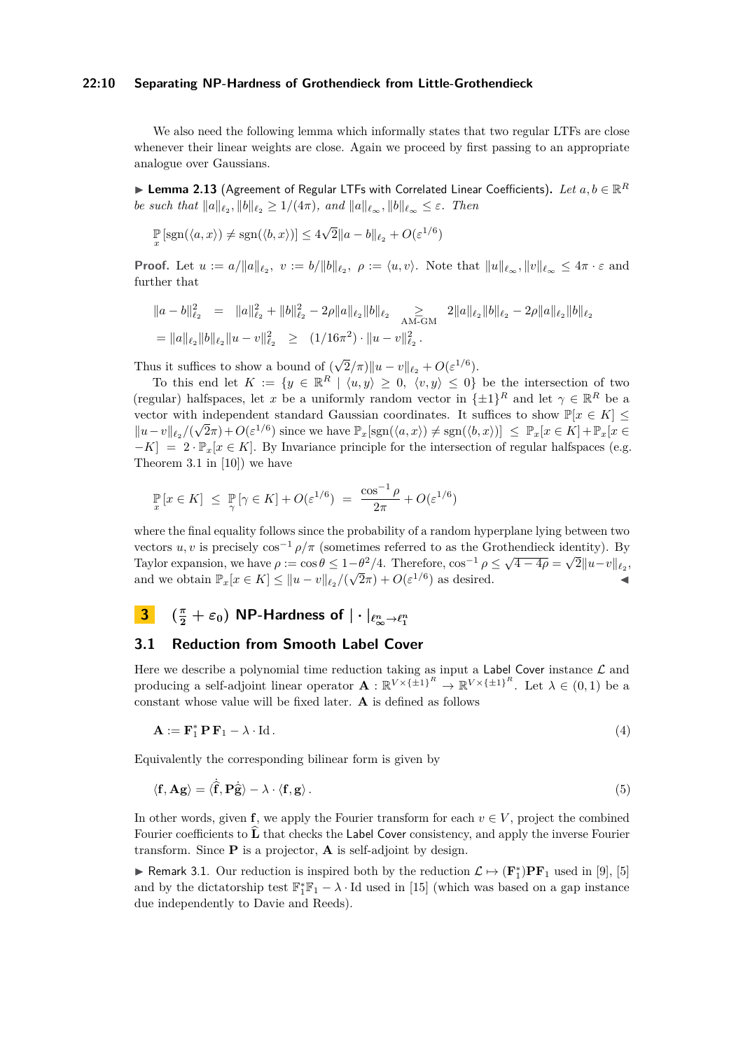We also need the following lemma which informally states that two regular LTFs are close whenever their linear weights are close. Again we proceed by first passing to an appropriate analogue over Gaussians.

▶ **Lemma 2.13** (Agreement of Regular LTFs with Correlated Linear Coefficients)**.** *Let $a, b \in \mathbb{R}^R$ be such that $\|a\|_{\ell_2}, \|b\|_{\ell_2} \geq 1/(4\pi)$, and $\|a\|_{\ell_\infty}, \|b\|_{\ell_\infty} \leq \varepsilon$. Then*

$$\mathop{\mathbb{P}}_{x}[\operatorname{sgn}(\langle a, x\rangle) \neq \operatorname{sgn}(\langle b, x\rangle)] \leq 4\sqrt{2}\|a - b\|_{\ell_2} + O(\varepsilon^{1/6})$$

**Proof.** Let $u := a/\|a\|_{\ell_2},\ v := b/\|b\|_{\ell_2},\ \rho := \langle u, v\rangle$. Note that $\|u\|_{\ell_\infty}, \|v\|_{\ell_\infty} \leq 4\pi \cdot \varepsilon$ and further that

$$\begin{aligned}\|a-b\|_{\ell_2}^2 \quad &= \quad \|a\|_{\ell_2}^2 + \|b\|_{\ell_2}^2 - 2\rho\|a\|_{\ell_2}\|b\|_{\ell_2} \underset{\text{AM-GM}}{\geq} 2\|a\|_{\ell_2}\|b\|_{\ell_2} - 2\rho\|a\|_{\ell_2}\|b\|_{\ell_2} \\ &= \|a\|_{\ell_2}\|b\|_{\ell_2}\|u - v\|_{\ell_2}^2 \quad \geq \quad (1/16\pi^2) \cdot \|u - v\|_{\ell_2}^2 .\end{aligned}$$

Thus it suffices to show a bound of $(\sqrt{2}/\pi)\|u - v\|_{\ell_2} + O(\varepsilon^{1/6})$.

To this end let $K := \{y \in \mathbb{R}^R \mid \langle u, y\rangle \geq 0,\ \langle v, y\rangle \leq 0\}$ be the intersection of two (regular) halfspaces, let $x$ be a uniformly random vector in $\{\pm 1\}^R$ and let $\gamma \in \mathbb{R}^R$ be a vector with independent standard Gaussian coordinates. It suffices to show $\mathbb{P}[x \in K] \leq \|u - v\|_{\ell_2}/(\sqrt{2}\pi) + O(\varepsilon^{1/6})$ since we have $\mathbb{P}_x[\operatorname{sgn}(\langle a, x\rangle) \neq \operatorname{sgn}(\langle b, x\rangle)] \leq \mathbb{P}_x[x \in K] + \mathbb{P}_x[x \in -K] = 2 \cdot \mathbb{P}_x[x \in K]$. By Invariance principle for the intersection of regular halfspaces (e.g. Theorem 3.1 in [10]) we have

$$\mathop{\mathbb{P}}_{x}[x \in K] \leq \mathop{\mathbb{P}}_{\gamma}[\gamma \in K] + O(\varepsilon^{1/6}) = \frac{\cos^{-1}\rho}{2\pi} + O(\varepsilon^{1/6})$$

where the final equality follows since the probability of a random hyperplane lying between two vectors $u, v$ is precisely $\cos^{-1}\rho/\pi$ (sometimes referred to as the Grothendieck identity). By Taylor expansion, we have $\rho := \cos\theta \leq 1 - \theta^2/4$. Therefore, $\cos^{-1}\rho \leq \sqrt{4 - 4\rho} = \sqrt{2}\|u - v\|_{\ell_2}$, and we obtain $\mathbb{P}_x[x \in K] \leq \|u - v\|_{\ell_2}/(\sqrt{2}\pi) + O(\varepsilon^{1/6})$ as desired. ◀

# 3 $(\frac{\pi}{2} + \varepsilon_0)$ NP-Hardness of $\|\cdot\|_{\ell_\infty^n \to \ell_1^n}$

## 3.1 Reduction from Smooth Label Cover

Here we describe a polynomial time reduction taking as input a Label Cover instance $\mathcal{L}$ and producing a self-adjoint linear operator $\mathbf{A} : \mathbb{R}^{V \times \{\pm 1\}^R} \to \mathbb{R}^{V \times \{\pm 1\}^R}$. Let $\lambda \in (0, 1)$ be a constant whose value will be fixed later. $\mathbf{A}$ is defined as follows

$$\mathbf{A} := \mathbf{F}_1^* \, \mathbf{P} \, \mathbf{F}_1 - \lambda \cdot \mathrm{Id} \,. \tag{4}$$

Equivalently the corresponding bilinear form is given by

$$\langle \mathbf{f}, \mathbf{A}\mathbf{g}\rangle = \langle \dot{\widehat{\mathbf{f}}}, \mathbf{P}\dot{\widehat{\mathbf{g}}}\rangle - \lambda \cdot \langle \mathbf{f}, \mathbf{g}\rangle \,. \tag{5}$$

In other words, given $\mathbf{f}$, we apply the Fourier transform for each $v \in V$, project the combined Fourier coefficients to $\widehat{\mathbf{L}}$ that checks the Label Cover consistency, and apply the inverse Fourier transform. Since $\mathbf{P}$ is a projector, $\mathbf{A}$ is self-adjoint by design.

▶ Remark 3.1. Our reduction is inspired both by the reduction $\mathcal{L} \mapsto (\mathbf{F}_1^*)\mathbf{P}\mathbf{F}_1$ used in [9], [5] and by the dictatorship test $\mathbb{F}_1^*\mathbb{F}_1 - \lambda \cdot \mathrm{Id}$ used in [15] (which was based on a gap instance due independently to Davie and Reeds).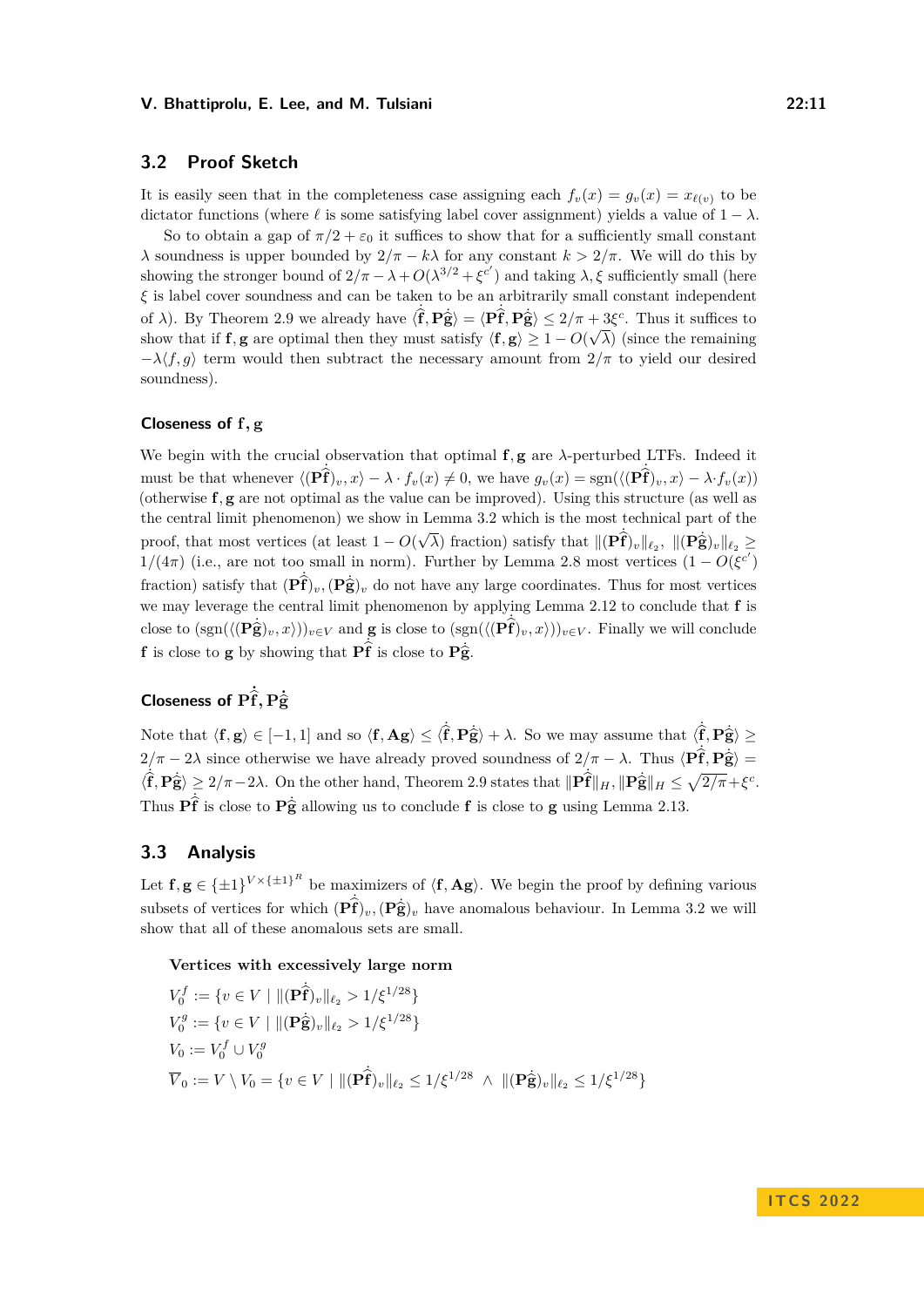## 3.2 Proof Sketch

It is easily seen that in the completeness case assigning each $f_v(x) = g_v(x) = x_{\ell(v)}$ to be dictator functions (where $\ell$ is some satisfying label cover assignment) yields a value of $1 - \lambda$.

So to obtain a gap of $\pi/2 + \varepsilon_0$ it suffices to show that for a sufficiently small constant $\lambda$ soundness is upper bounded by $2/\pi - k\lambda$ for any constant $k > 2/\pi$. We will do this by showing the stronger bound of $2/\pi - \lambda + O(\lambda^{3/2} + \xi^{c'})$ and taking $\lambda, \xi$ sufficiently small (here $\xi$ is label cover soundness and can be taken to be an arbitrarily small constant independent of $\lambda$). By Theorem 2.9 we already have $\langle \hat{\dot{\mathbf{f}}}, \mathbf{P}\hat{\dot{\mathbf{g}}} \rangle = \langle \mathbf{P}\hat{\dot{\mathbf{f}}}, \mathbf{P}\hat{\dot{\mathbf{g}}} \rangle \leq 2/\pi + 3\xi^c$. Thus it suffices to show that if $\mathbf{f}, \mathbf{g}$ are optimal then they must satisfy $\langle \mathbf{f}, \mathbf{g} \rangle \geq 1 - O(\sqrt{\lambda})$ (since the remaining $-\lambda\langle f, g \rangle$ term would then subtract the necessary amount from $2/\pi$ to yield our desired soundness).

### Closeness of $\mathbf{f}, \mathbf{g}$

We begin with the crucial observation that optimal $\mathbf{f}, \mathbf{g}$ are $\lambda$-perturbed LTFs. Indeed it must be that whenever $\langle (\mathbf{P}\hat{\dot{\mathbf{f}}})_v, x \rangle - \lambda \cdot f_v(x) \neq 0$, we have $g_v(x) = \operatorname{sgn}(\langle (\mathbf{P}\hat{\dot{\mathbf{f}}})_v, x \rangle - \lambda \cdot f_v(x))$ (otherwise $\mathbf{f}, \mathbf{g}$ are not optimal as the value can be improved). Using this structure (as well as the central limit phenomenon) we show in Lemma 3.2 which is the most technical part of the proof, that most vertices (at least $1 - O(\sqrt{\lambda})$ fraction) satisfy that $\|(\mathbf{P}\hat{\dot{\mathbf{f}}})_v\|_{\ell_2}, \ \|(\mathbf{P}\hat{\dot{\mathbf{g}}})_v\|_{\ell_2} \geq 1/(4\pi)$ (i.e., are not too small in norm). Further by Lemma 2.8 most vertices ($1 - O(\xi^{c'})$ fraction) satisfy that $(\mathbf{P}\hat{\dot{\mathbf{f}}})_v, (\mathbf{P}\hat{\dot{\mathbf{g}}})_v$ do not have any large coordinates. Thus for most vertices we may leverage the central limit phenomenon by applying Lemma 2.12 to conclude that $\mathbf{f}$ is close to $(\operatorname{sgn}(\langle (\mathbf{P}\hat{\dot{\mathbf{g}}})_v, x \rangle))_{v \in V}$ and $\mathbf{g}$ is close to $(\operatorname{sgn}(\langle (\mathbf{P}\hat{\dot{\mathbf{f}}})_v, x \rangle))_{v \in V}$. Finally we will conclude $\mathbf{f}$ is close to $\mathbf{g}$ by showing that $\mathbf{P}\hat{\dot{\mathbf{f}}}$ is close to $\mathbf{P}\hat{\dot{\mathbf{g}}}$.

### Closeness of $\mathbf{P}\hat{\dot{\mathbf{f}}}, \mathbf{P}\hat{\dot{\mathbf{g}}}$

Note that $\langle \mathbf{f}, \mathbf{g} \rangle \in [-1, 1]$ and so $\langle \mathbf{f}, \mathbf{A}\mathbf{g} \rangle \leq \langle \hat{\dot{\mathbf{f}}}, \mathbf{P}\hat{\dot{\mathbf{g}}} \rangle + \lambda$. So we may assume that $\langle \hat{\dot{\mathbf{f}}}, \mathbf{P}\hat{\dot{\mathbf{g}}} \rangle \geq 2/\pi - 2\lambda$ since otherwise we have already proved soundness of $2/\pi - \lambda$. Thus $\langle \mathbf{P}\hat{\dot{\mathbf{f}}}, \mathbf{P}\hat{\dot{\mathbf{g}}} \rangle = \langle \hat{\dot{\mathbf{f}}}, \mathbf{P}\hat{\dot{\mathbf{g}}} \rangle \geq 2/\pi - 2\lambda$. On the other hand, Theorem 2.9 states that $\|\mathbf{P}\hat{\dot{\mathbf{f}}}\|_H, \|\mathbf{P}\hat{\dot{\mathbf{g}}}\|_H \leq \sqrt{2/\pi} + \xi^c$. Thus $\mathbf{P}\hat{\dot{\mathbf{f}}}$ is close to $\mathbf{P}\hat{\dot{\mathbf{g}}}$ allowing us to conclude $\mathbf{f}$ is close to $\mathbf{g}$ using Lemma 2.13.

## 3.3 Analysis

Let $\mathbf{f}, \mathbf{g} \in \{\pm 1\}^{V \times \{\pm 1\}^R}$ be maximizers of $\langle \mathbf{f}, \mathbf{A}\mathbf{g} \rangle$. We begin the proof by defining various subsets of vertices for which $(\mathbf{P}\hat{\dot{\mathbf{f}}})_v, (\mathbf{P}\hat{\dot{\mathbf{g}}})_v$ have anomalous behaviour. In Lemma 3.2 we will show that all of these anomalous sets are small.

**Vertices with excessively large norm**

$$V_0^f := \{v \in V \mid \|(\mathbf{P}\hat{\dot{\mathbf{f}}})_v\|_{\ell_2} > 1/\xi^{1/28}\}$$

$$V_0^g := \{v \in V \mid \|(\mathbf{P}\hat{\dot{\mathbf{g}}})_v\|_{\ell_2} > 1/\xi^{1/28}\}$$

$$V_0 := V_0^f \cup V_0^g$$

$$\overline{V}_0 := V \setminus V_0 = \{v \in V \mid \|(\mathbf{P}\hat{\dot{\mathbf{f}}})_v\|_{\ell_2} \leq 1/\xi^{1/28} \ \wedge \ \|(\mathbf{P}\hat{\dot{\mathbf{g}}})_v\|_{\ell_2} \leq 1/\xi^{1/28}\}$$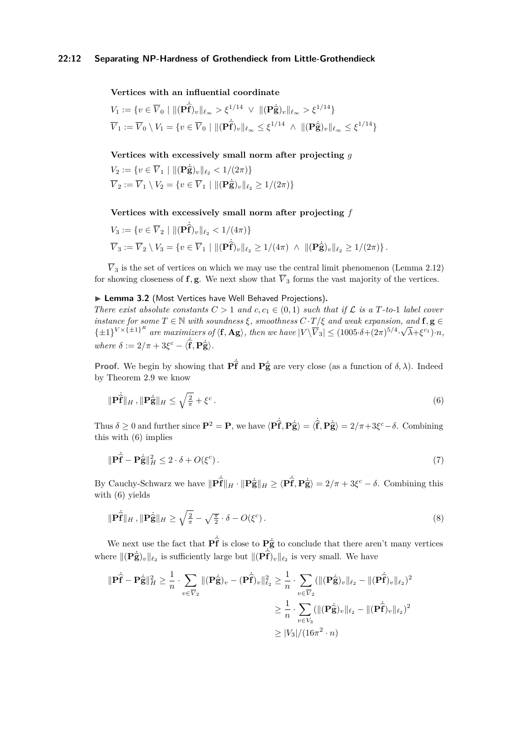**Vertices with an influential coordinate**

$$V_1 := \{v \in \overline{V}_0 \mid \|(\mathbf{P}\dot{\widehat{\mathbf{f}}})_v\|_{\ell_\infty} > \xi^{1/14} \ \vee \ \|(\mathbf{P}\dot{\widehat{\mathbf{g}}})_v\|_{\ell_\infty} > \xi^{1/14}\}$$

$$\overline{V}_1 := \overline{V}_0 \setminus V_1 = \{v \in \overline{V}_0 \mid \|(\mathbf{P}\dot{\widehat{\mathbf{f}}})_v\|_{\ell_\infty} \leq \xi^{1/14} \ \wedge \ \|(\mathbf{P}\dot{\widehat{\mathbf{g}}})_v\|_{\ell_\infty} \leq \xi^{1/14}\}$$

**Vertices with excessively small norm after projecting** $g$

$$V_2 := \{v \in \overline{V}_1 \mid \|(\mathbf{P}\dot{\widehat{\mathbf{g}}})_v\|_{\ell_2} < 1/(2\pi)\}$$

$$\overline{V}_2 := \overline{V}_1 \setminus V_2 = \{v \in \overline{V}_1 \mid \|(\mathbf{P}\dot{\widehat{\mathbf{g}}})_v\|_{\ell_2} \geq 1/(2\pi)\}$$

**Vertices with excessively small norm after projecting** $f$

$$V_3 := \{v \in \overline{V}_2 \mid \|(\mathbf{P}\dot{\widehat{\mathbf{f}}})_v\|_{\ell_2} < 1/(4\pi)\}$$

$$\overline{V}_3 := \overline{V}_2 \setminus V_3 = \{v \in \overline{V}_1 \mid \|(\mathbf{P}\dot{\widehat{\mathbf{f}}})_v\|_{\ell_2} \geq 1/(4\pi) \ \wedge \ \|(\mathbf{P}\dot{\widehat{\mathbf{g}}})_v\|_{\ell_2} \geq 1/(2\pi)\}.$$

$\overline{V}_3$ is the set of vertices on which we may use the central limit phenomenon (Lemma 2.12) for showing closeness of $\mathbf{f}, \mathbf{g}$. We next show that $\overline{V}_3$ forms the vast majority of the vertices.

▶ **Lemma 3.2** (Most Vertices have Well Behaved Projections). *There exist absolute constants $C > 1$ and $c, c_1 \in (0,1)$ such that if $\mathcal{L}$ is a $T$-to-1 label cover instance for some $T \in \mathbb{N}$ with soundness $\xi$, smoothness $C \cdot T/\xi$ and weak expansion, and $\mathbf{f}, \mathbf{g} \in \{\pm 1\}^{V \times \{\pm 1\}^R}$ are maximizers of $\langle \mathbf{f}, \mathbf{A}\mathbf{g}\rangle$, then we have $|V \setminus \overline{V}_3| \leq (1005 \cdot \delta + (2\pi)^{5/4} \cdot \sqrt{\lambda} + \xi^{c_1}) \cdot n$, where $\delta := 2/\pi + 3\xi^c - \langle \dot{\widehat{\mathbf{f}}}, \mathbf{P}\dot{\widehat{\mathbf{g}}}\rangle$.*

**Proof.** We begin by showing that $\mathbf{P}\dot{\widehat{\mathbf{f}}}$ and $\mathbf{P}\dot{\widehat{\mathbf{g}}}$ are very close (as a function of $\delta, \lambda$). Indeed by Theorem 2.9 we know

$$\|\mathbf{P}\dot{\widehat{\mathbf{f}}}\|_H, \|\mathbf{P}\dot{\widehat{\mathbf{g}}}\|_H \leq \sqrt{\tfrac{2}{\pi}} + \xi^c. \tag{6}$$

Thus $\delta \geq 0$ and further since $\mathbf{P}^2 = \mathbf{P}$, we have $\langle \mathbf{P}\dot{\widehat{\mathbf{f}}}, \mathbf{P}\dot{\widehat{\mathbf{g}}}\rangle = \langle \dot{\widehat{\mathbf{f}}}, \mathbf{P}\dot{\widehat{\mathbf{g}}}\rangle = 2/\pi + 3\xi^c - \delta$. Combining this with (6) implies

$$\|\mathbf{P}\dot{\widehat{\mathbf{f}}} - \mathbf{P}\dot{\widehat{\mathbf{g}}}\|_H^2 \leq 2 \cdot \delta + O(\xi^c). \tag{7}$$

By Cauchy-Schwarz we have $\|\mathbf{P}\dot{\widehat{\mathbf{f}}}\|_H \cdot \|\mathbf{P}\dot{\widehat{\mathbf{g}}}\|_H \geq \langle \mathbf{P}\dot{\widehat{\mathbf{f}}}, \mathbf{P}\dot{\widehat{\mathbf{g}}}\rangle = 2/\pi + 3\xi^c - \delta$. Combining this with (6) yields

$$\|\mathbf{P}\dot{\widehat{\mathbf{f}}}\|_H, \|\mathbf{P}\dot{\widehat{\mathbf{g}}}\|_H \geq \sqrt{\tfrac{2}{\pi}} - \sqrt{\tfrac{\pi}{2}} \cdot \delta - O(\xi^c). \tag{8}$$

We next use the fact that $\mathbf{P}\dot{\widehat{\mathbf{f}}}$ is close to $\mathbf{P}\dot{\widehat{\mathbf{g}}}$ to conclude that there aren't many vertices where $\|(\mathbf{P}\dot{\widehat{\mathbf{g}}})_v\|_{\ell_2}$ is sufficiently large but $\|(\mathbf{P}\dot{\widehat{\mathbf{f}}})_v\|_{\ell_2}$ is very small. We have

$$\begin{aligned}
\|\mathbf{P}\dot{\widehat{\mathbf{f}}} - \mathbf{P}\dot{\widehat{\mathbf{g}}}\|_H^2 \geq \frac{1}{n} \cdot \sum_{v \in \overline{V}_2} \|(\mathbf{P}\dot{\widehat{\mathbf{g}}})_v - (\mathbf{P}\dot{\widehat{\mathbf{f}}})_v\|_{\ell_2}^2 &\geq \frac{1}{n} \cdot \sum_{v \in \overline{V}_2} (\|(\mathbf{P}\dot{\widehat{\mathbf{g}}})_v\|_{\ell_2} - \|(\mathbf{P}\dot{\widehat{\mathbf{f}}})_v\|_{\ell_2})^2 \\
&\geq \frac{1}{n} \cdot \sum_{v \in V_3} (\|(\mathbf{P}\dot{\widehat{\mathbf{g}}})_v\|_{\ell_2} - \|(\mathbf{P}\dot{\widehat{\mathbf{f}}})_v\|_{\ell_2})^2 \\
&\geq |V_3|/(16\pi^2 \cdot n)
\end{aligned}$$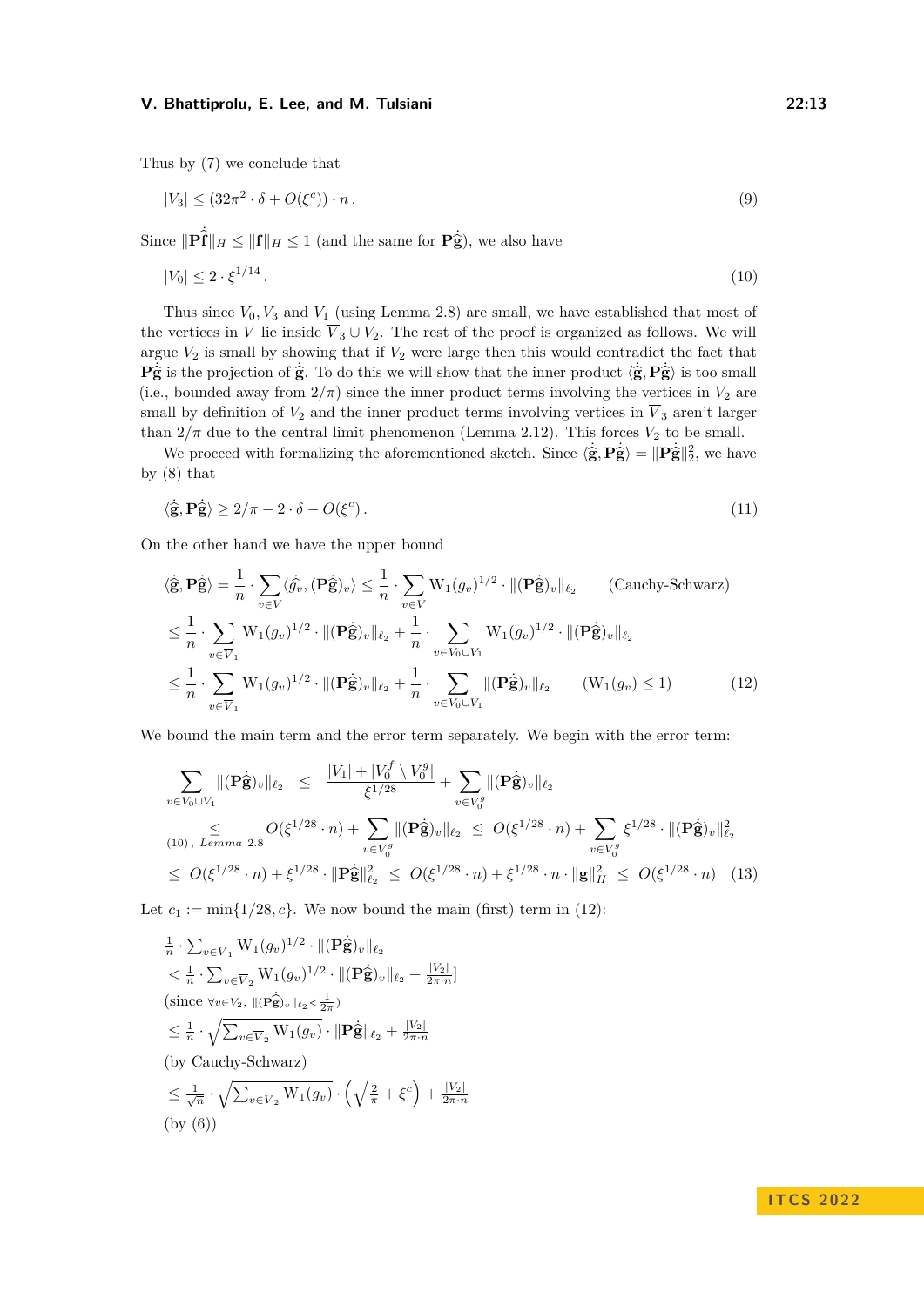Thus by (7) we conclude that

$$|V_3| \leq (32\pi^2 \cdot \delta + O(\xi^c)) \cdot n\,. \tag{9}$$

Since $\|\mathbf{P}\dot{\hat{\mathbf{f}}}\|_H \leq \|\mathbf{f}\|_H \leq 1$ (and the same for $\mathbf{P}\dot{\hat{\mathbf{g}}}$), we also have

$$|V_0| \leq 2 \cdot \xi^{1/14}\,. \tag{10}$$

Thus since $V_0, V_3$ and $V_1$ (using Lemma 2.8) are small, we have established that most of the vertices in $V$ lie inside $\overline{V}_3 \cup V_2$. The rest of the proof is organized as follows. We will argue $V_2$ is small by showing that if $V_2$ were large then this would contradict the fact that $\mathbf{P}\dot{\hat{\mathbf{g}}}$ is the projection of $\dot{\hat{\mathbf{g}}}$. To do this we will show that the inner product $\langle \dot{\hat{\mathbf{g}}}, \mathbf{P}\dot{\hat{\mathbf{g}}}\rangle$ is too small (i.e., bounded away from $2/\pi$) since the inner product terms involving the vertices in $V_2$ are small by definition of $V_2$ and the inner product terms involving vertices in $\overline{V}_3$ aren't larger than $2/\pi$ due to the central limit phenomenon (Lemma 2.12). This forces $V_2$ to be small.

We proceed with formalizing the aforementioned sketch. Since $\langle \dot{\hat{\mathbf{g}}}, \mathbf{P}\dot{\hat{\mathbf{g}}}\rangle = \|\mathbf{P}\dot{\hat{\mathbf{g}}}\|_2^2$, we have by (8) that

$$\langle \dot{\hat{\mathbf{g}}}, \mathbf{P}\dot{\hat{\mathbf{g}}}\rangle \geq 2/\pi - 2 \cdot \delta - O(\xi^c)\,. \tag{11}$$

On the other hand we have the upper bound

$$\begin{aligned}
\langle \dot{\hat{\mathbf{g}}}, \mathbf{P}\dot{\hat{\mathbf{g}}}\rangle &= \frac{1}{n} \cdot \sum_{v \in V} \langle \dot{\hat{g_v}}, (\mathbf{P}\dot{\hat{\mathbf{g}}})_v\rangle \leq \frac{1}{n} \cdot \sum_{v \in V} \mathrm{W}_1(g_v)^{1/2} \cdot \|(\mathbf{P}\dot{\hat{\mathbf{g}}})_v\|_{\ell_2} \qquad \text{(Cauchy-Schwarz)} \\
&\leq \frac{1}{n} \cdot \sum_{v \in \overline{V}_1} \mathrm{W}_1(g_v)^{1/2} \cdot \|(\mathbf{P}\dot{\hat{\mathbf{g}}})_v\|_{\ell_2} + \frac{1}{n} \cdot \sum_{v \in V_0 \cup V_1} \mathrm{W}_1(g_v)^{1/2} \cdot \|(\mathbf{P}\dot{\hat{\mathbf{g}}})_v\|_{\ell_2} \\
&\leq \frac{1}{n} \cdot \sum_{v \in \overline{V}_1} \mathrm{W}_1(g_v)^{1/2} \cdot \|(\mathbf{P}\dot{\hat{\mathbf{g}}})_v\|_{\ell_2} + \frac{1}{n} \cdot \sum_{v \in V_0 \cup V_1} \|(\mathbf{P}\dot{\hat{\mathbf{g}}})_v\|_{\ell_2} \qquad (\mathrm{W}_1(g_v) \leq 1)
\end{aligned} \tag{12}$$

We bound the main term and the error term separately. We begin with the error term:

$$\begin{aligned}
\sum_{v \in V_0 \cup V_1} \|(\mathbf{P}\dot{\hat{\mathbf{g}}})_v\|_{\ell_2} &\leq \frac{|V_1| + |V_0^f \setminus V_0^g|}{\xi^{1/28}} + \sum_{v \in V_0^g} \|(\mathbf{P}\dot{\hat{\mathbf{g}}})_v\|_{\ell_2} \\
&\underset{(10),\ Lemma\ 2.8}{\leq} O(\xi^{1/28} \cdot n) + \sum_{v \in V_0^g} \|(\mathbf{P}\dot{\hat{\mathbf{g}}})_v\|_{\ell_2} \leq O(\xi^{1/28} \cdot n) + \sum_{v \in V_0^g} \xi^{1/28} \cdot \|(\mathbf{P}\dot{\hat{\mathbf{g}}})_v\|_{\ell_2}^2 \\
&\leq O(\xi^{1/28} \cdot n) + \xi^{1/28} \cdot \|\mathbf{P}\dot{\hat{\mathbf{g}}}\|_{\ell_2}^2 \leq O(\xi^{1/28} \cdot n) + \xi^{1/28} \cdot n \cdot \|\mathbf{g}\|_H^2 \leq O(\xi^{1/28} \cdot n)
\end{aligned} \tag{13}$$

Let $c_1 := \min\{1/28, c\}$. We now bound the main (first) term in (12):

$\frac{1}{n} \cdot \sum_{v \in \overline{V}_1} \mathrm{W}_1(g_v)^{1/2} \cdot \|(\mathbf{P}\dot{\hat{\mathbf{g}}})_v\|_{\ell_2}$

$< \frac{1}{n} \cdot \sum_{v \in \overline{V}_2} \mathrm{W}_1(g_v)^{1/2} \cdot \|(\mathbf{P}\dot{\hat{\mathbf{g}}})_v\|_{\ell_2} + \frac{|V_2|}{2\pi \cdot n}]$

(since $\forall v \in V_2,\ \|(\mathbf{P}\dot{\hat{\mathbf{g}}})_v\|_{\ell_2} < \frac{1}{2\pi}$)

$\leq \frac{1}{n} \cdot \sqrt{\sum_{v \in \overline{V}_2} \mathrm{W}_1(g_v)} \cdot \|\mathbf{P}\dot{\hat{\mathbf{g}}}\|_{\ell_2} + \frac{|V_2|}{2\pi \cdot n}$

(by Cauchy-Schwarz)

$\leq \frac{1}{\sqrt{n}} \cdot \sqrt{\sum_{v \in \overline{V}_2} \mathrm{W}_1(g_v)} \cdot \left(\sqrt{\frac{2}{\pi}} + \xi^c\right) + \frac{|V_2|}{2\pi \cdot n}$

(by (6))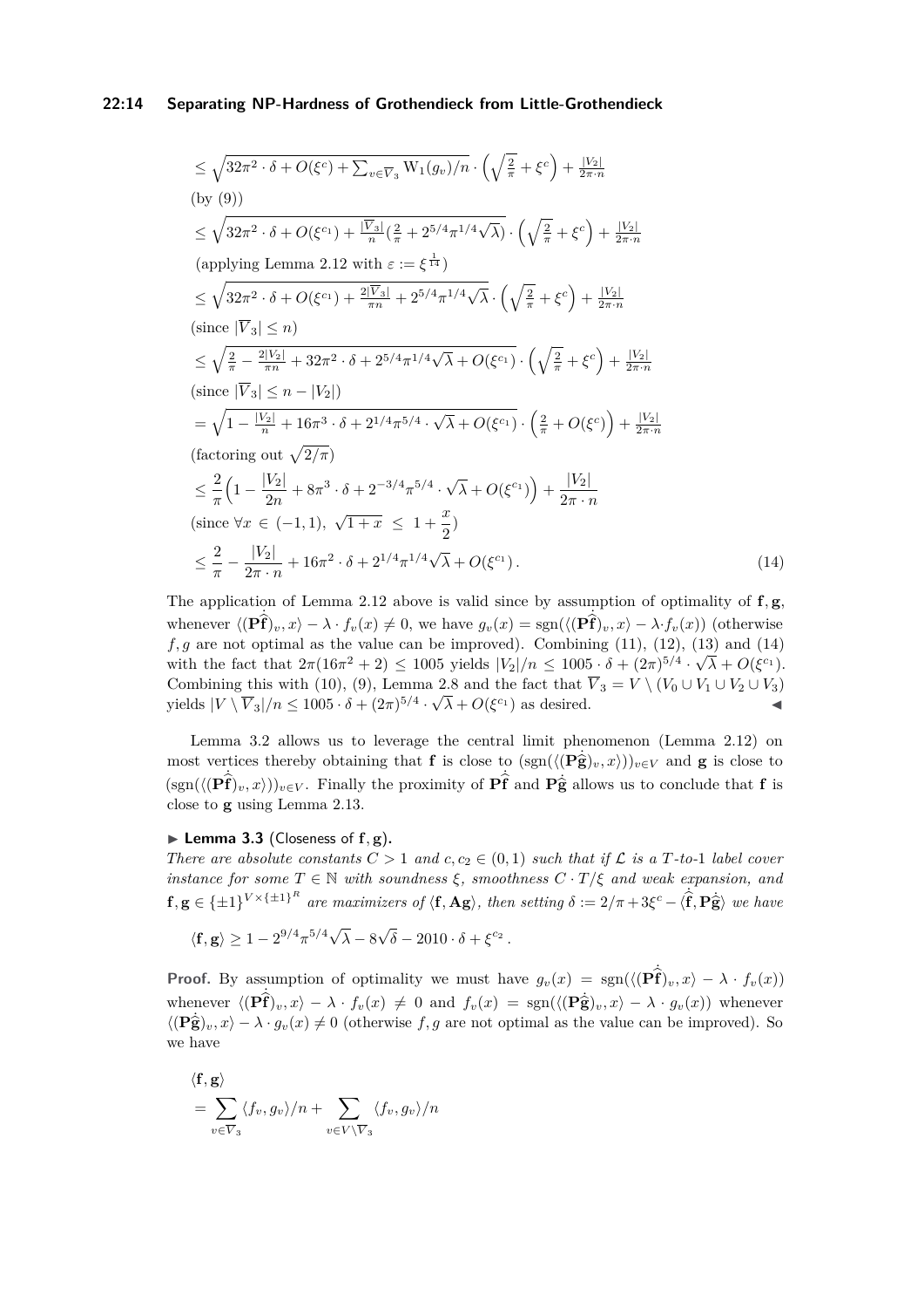$$\le \sqrt{32\pi^2 \cdot \delta + O(\xi^c) + \textstyle\sum_{v\in\overline{V}_3} \mathrm{W}_1(g_v)/n} \cdot \left(\sqrt{\tfrac{2}{\pi}} + \xi^c\right) + \tfrac{|V_2|}{2\pi \cdot n}$$

(by (9))

$$\le \sqrt{32\pi^2 \cdot \delta + O(\xi^{c_1}) + \tfrac{|\overline{V}_3|}{n}(\tfrac{2}{\pi} + 2^{5/4}\pi^{1/4}\sqrt{\lambda})} \cdot \left(\sqrt{\tfrac{2}{\pi}} + \xi^c\right) + \tfrac{|V_2|}{2\pi \cdot n}$$

(applying Lemma 2.12 with $\varepsilon := \xi^{\frac{1}{14}}$)

$$\le \sqrt{32\pi^2 \cdot \delta + O(\xi^{c_1}) + \tfrac{2|\overline{V}_3|}{\pi n} + 2^{5/4}\pi^{1/4}\sqrt{\lambda}} \cdot \left(\sqrt{\tfrac{2}{\pi}} + \xi^c\right) + \tfrac{|V_2|}{2\pi \cdot n}$$

(since $|\overline{V}_3| \le n$)

$$\le \sqrt{\tfrac{2}{\pi} - \tfrac{2|V_2|}{\pi n} + 32\pi^2 \cdot \delta + 2^{5/4}\pi^{1/4}\sqrt{\lambda} + O(\xi^{c_1})} \cdot \left(\sqrt{\tfrac{2}{\pi}} + \xi^c\right) + \tfrac{|V_2|}{2\pi \cdot n}$$

(since $|\overline{V}_3| \le n - |V_2|$)

$$= \sqrt{1 - \tfrac{|V_2|}{n} + 16\pi^3 \cdot \delta + 2^{1/4}\pi^{5/4} \cdot \sqrt{\lambda} + O(\xi^{c_1})} \cdot \left(\tfrac{2}{\pi} + O(\xi^c)\right) + \tfrac{|V_2|}{2\pi \cdot n}$$

(factoring out $\sqrt{2/\pi}$)

$$\le \frac{2}{\pi}\Big(1 - \frac{|V_2|}{2n} + 8\pi^3 \cdot \delta + 2^{-3/4}\pi^{5/4} \cdot \sqrt{\lambda} + O(\xi^{c_1})\Big) + \frac{|V_2|}{2\pi \cdot n}$$

(since $\forall x \in (-1,1),\ \sqrt{1+x} \ \le\ 1 + \dfrac{x}{2}$)

$$\le \frac{2}{\pi} - \frac{|V_2|}{2\pi \cdot n} + 16\pi^2 \cdot \delta + 2^{1/4}\pi^{1/4}\sqrt{\lambda} + O(\xi^{c_1})\,. \tag{14}$$

The application of Lemma 2.12 above is valid since by assumption of optimality of $\mathbf{f}, \mathbf{g}$, whenever $\langle (\mathbf{P}\dot{\hat{\mathbf{f}}})_v, x\rangle - \lambda \cdot f_v(x) \neq 0$, we have $g_v(x) = \mathrm{sgn}(\langle (\mathbf{P}\dot{\hat{\mathbf{f}}})_v, x\rangle - \lambda \cdot f_v(x))$ (otherwise $f, g$ are not optimal as the value can be improved). Combining (11), (12), (13) and (14) with the fact that $2\pi(16\pi^2 + 2) \le 1005$ yields $|V_2|/n \le 1005 \cdot \delta + (2\pi)^{5/4} \cdot \sqrt{\lambda} + O(\xi^{c_1})$. Combining this with (10), (9), Lemma 2.8 and the fact that $\overline{V}_3 = V \setminus (V_0 \cup V_1 \cup V_2 \cup V_3)$ yields $|V \setminus \overline{V}_3|/n \le 1005 \cdot \delta + (2\pi)^{5/4} \cdot \sqrt{\lambda} + O(\xi^{c_1})$ as desired. ◀

Lemma 3.2 allows us to leverage the central limit phenomenon (Lemma 2.12) on most vertices thereby obtaining that $\mathbf{f}$ is close to $(\mathrm{sgn}(\langle (\mathbf{P}\dot{\hat{\mathbf{g}}})_v, x\rangle))_{v\in V}$ and $\mathbf{g}$ is close to $(\mathrm{sgn}(\langle (\mathbf{P}\dot{\hat{\mathbf{f}}})_v, x\rangle))_{v\in V}$. Finally the proximity of $\mathbf{P}\dot{\hat{\mathbf{f}}}$ and $\mathbf{P}\dot{\hat{\mathbf{g}}}$ allows us to conclude that $\mathbf{f}$ is close to $\mathbf{g}$ using Lemma 2.13.

▶ **Lemma 3.3** (Closeness of $\mathbf{f}, \mathbf{g}$)**.** *There are absolute constants $C > 1$ and $c, c_2 \in (0,1)$ such that if $\mathcal{L}$ is a $T$-to-1 label cover instance for some $T \in \mathbb{N}$ with soundness $\xi$, smoothness $C \cdot T/\xi$ and weak expansion, and $\mathbf{f}, \mathbf{g} \in \{\pm 1\}^{V \times \{\pm 1\}^R}$ are maximizers of $\langle \mathbf{f}, \mathbf{A}\mathbf{g}\rangle$, then setting $\delta := 2/\pi + 3\xi^c - \langle \dot{\hat{\mathbf{f}}}, \mathbf{P}\dot{\hat{\mathbf{g}}}\rangle$ we have*

$$\langle \mathbf{f}, \mathbf{g}\rangle \ge 1 - 2^{9/4}\pi^{5/4}\sqrt{\lambda} - 8\sqrt{\delta} - 2010 \cdot \delta + \xi^{c_2}\,.$$

**Proof.** By assumption of optimality we must have $g_v(x) = \mathrm{sgn}(\langle (\mathbf{P}\dot{\hat{\mathbf{f}}})_v, x\rangle - \lambda \cdot f_v(x))$ whenever $\langle (\mathbf{P}\dot{\hat{\mathbf{f}}})_v, x\rangle - \lambda \cdot f_v(x) \neq 0$ and $f_v(x) = \mathrm{sgn}(\langle (\mathbf{P}\dot{\hat{\mathbf{g}}})_v, x\rangle - \lambda \cdot g_v(x))$ whenever $\langle (\mathbf{P}\dot{\hat{\mathbf{g}}})_v, x\rangle - \lambda \cdot g_v(x) \neq 0$ (otherwise $f, g$ are not optimal as the value can be improved). So we have

$$\langle \mathbf{f}, \mathbf{g}\rangle$$
$$= \sum_{v\in\overline{V}_3} \langle f_v, g_v\rangle/n + \sum_{v\in V\setminus\overline{V}_3} \langle f_v, g_v\rangle/n$$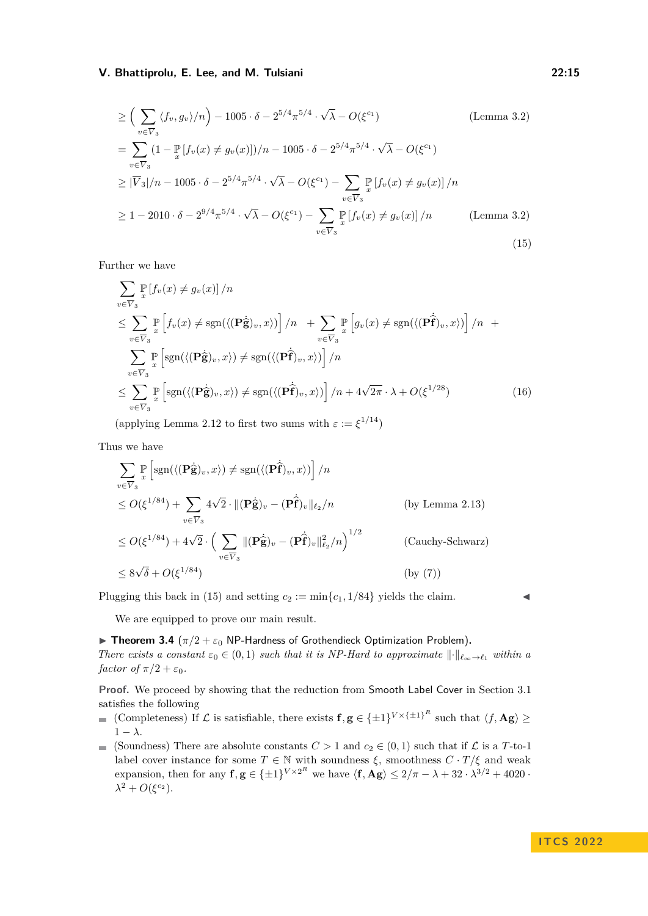$$
\begin{aligned}
&\geq \Big( \sum_{v \in \overline{V}_3} \langle f_v, g_v \rangle / n \Big) - 1005 \cdot \delta - 2^{5/4}\pi^{5/4} \cdot \sqrt{\lambda} - O(\xi^{c_1}) && \text{(Lemma 3.2)} \\
&= \sum_{v \in \overline{V}_3} (1 - \mathop{\mathbb{P}}_x [f_v(x) \neq g_v(x)])/n - 1005 \cdot \delta - 2^{5/4}\pi^{5/4} \cdot \sqrt{\lambda} - O(\xi^{c_1}) \\
&\geq |\overline{V}_3|/n - 1005 \cdot \delta - 2^{5/4}\pi^{5/4} \cdot \sqrt{\lambda} - O(\xi^{c_1}) - \sum_{v \in \overline{V}_3} \mathop{\mathbb{P}}_x [f_v(x) \neq g_v(x)] /n \\
&\geq 1 - 2010 \cdot \delta - 2^{9/4}\pi^{5/4} \cdot \sqrt{\lambda} - O(\xi^{c_1}) - \sum_{v \in \overline{V}_3} \mathop{\mathbb{P}}_x [f_v(x) \neq g_v(x)] /n && \text{(Lemma 3.2)}
\end{aligned}
\tag{15}
$$

Further we have

$$
\begin{aligned}
&\sum_{v \in \overline{V}_3} \mathop{\mathbb{P}}_x [f_v(x) \neq g_v(x)] /n \\
&\leq \sum_{v \in \overline{V}_3} \mathop{\mathbb{P}}_x \Big[ f_v(x) \neq \operatorname{sgn}(\langle (\mathbf{P}\dot{\hat{\mathbf{g}}})_v, x \rangle) \Big] /n \ + \sum_{v \in \overline{V}_3} \mathop{\mathbb{P}}_x \Big[ g_v(x) \neq \operatorname{sgn}(\langle (\mathbf{P}\dot{\hat{\mathbf{f}}})_v, x \rangle) \Big] /n \ + \\
&\quad \sum_{v \in \overline{V}_3} \mathop{\mathbb{P}}_x \Big[ \operatorname{sgn}(\langle (\mathbf{P}\dot{\hat{\mathbf{g}}})_v, x \rangle) \neq \operatorname{sgn}(\langle (\mathbf{P}\dot{\hat{\mathbf{f}}})_v, x \rangle) \Big] /n \\
&\leq \sum_{v \in \overline{V}_3} \mathop{\mathbb{P}}_x \Big[ \operatorname{sgn}(\langle (\mathbf{P}\dot{\hat{\mathbf{g}}})_v, x \rangle) \neq \operatorname{sgn}(\langle (\mathbf{P}\dot{\hat{\mathbf{f}}})_v, x \rangle) \Big] /n + 4\sqrt{2\pi} \cdot \lambda + O(\xi^{1/28})
\end{aligned}
\tag{16}
$$

(applying Lemma 2.12 to first two sums with $\varepsilon := \xi^{1/14}$)

Thus we have

$$
\begin{aligned}
&\sum_{v \in \overline{V}_3} \mathop{\mathbb{P}}_x \Big[ \operatorname{sgn}(\langle (\mathbf{P}\dot{\hat{\mathbf{g}}})_v, x \rangle) \neq \operatorname{sgn}(\langle (\mathbf{P}\dot{\hat{\mathbf{f}}})_v, x \rangle) \Big] /n \\
&\leq O(\xi^{1/84}) + \sum_{v \in \overline{V}_3} 4\sqrt{2} \cdot \|(\mathbf{P}\dot{\hat{\mathbf{g}}})_v - (\mathbf{P}\dot{\hat{\mathbf{f}}})_v\|_{\ell_2}/n && \text{(by Lemma 2.13)} \\
&\leq O(\xi^{1/84}) + 4\sqrt{2} \cdot \Big( \sum_{v \in \overline{V}_3} \|(\mathbf{P}\dot{\hat{\mathbf{g}}})_v - (\mathbf{P}\dot{\hat{\mathbf{f}}})_v\|_{\ell_2}^2/n \Big)^{1/2} && \text{(Cauchy-Schwarz)} \\
&\leq 8\sqrt{\delta} + O(\xi^{1/84}) && \text{(by (7))}
\end{aligned}
$$

Plugging this back in (15) and setting $c_2 := \min\{c_1, 1/84\}$ yields the claim. ◀

We are equipped to prove our main result.

▶ **Theorem 3.4** ($\pi/2 + \varepsilon_0$ NP-Hardness of Grothendieck Optimization Problem). *There exists a constant $\varepsilon_0 \in (0, 1)$ such that it is NP-Hard to approximate $\|\cdot\|_{\ell_\infty \to \ell_1}$ within a factor of $\pi/2 + \varepsilon_0$.*

**Proof.** We proceed by showing that the reduction from Smooth Label Cover in Section 3.1 satisfies the following

- (Completeness) If $\mathcal{L}$ is satisfiable, there exists $\mathbf{f}, \mathbf{g} \in \{\pm 1\}^{V \times \{\pm 1\}^R}$ such that $\langle f, \mathbf{A}g \rangle \geq 1 - \lambda$.
- (Soundness) There are absolute constants $C > 1$ and $c_2 \in (0, 1)$ such that if $\mathcal{L}$ is a $T$-to-1 label cover instance for some $T \in \mathbb{N}$ with soundness $\xi$, smoothness $C \cdot T/\xi$ and weak expansion, then for any $\mathbf{f}, \mathbf{g} \in \{\pm 1\}^{V \times 2^R}$ we have $\langle \mathbf{f}, \mathbf{A}\mathbf{g} \rangle \leq 2/\pi - \lambda + 32 \cdot \lambda^{3/2} + 4020 \cdot \lambda^2 + O(\xi^{c_2})$.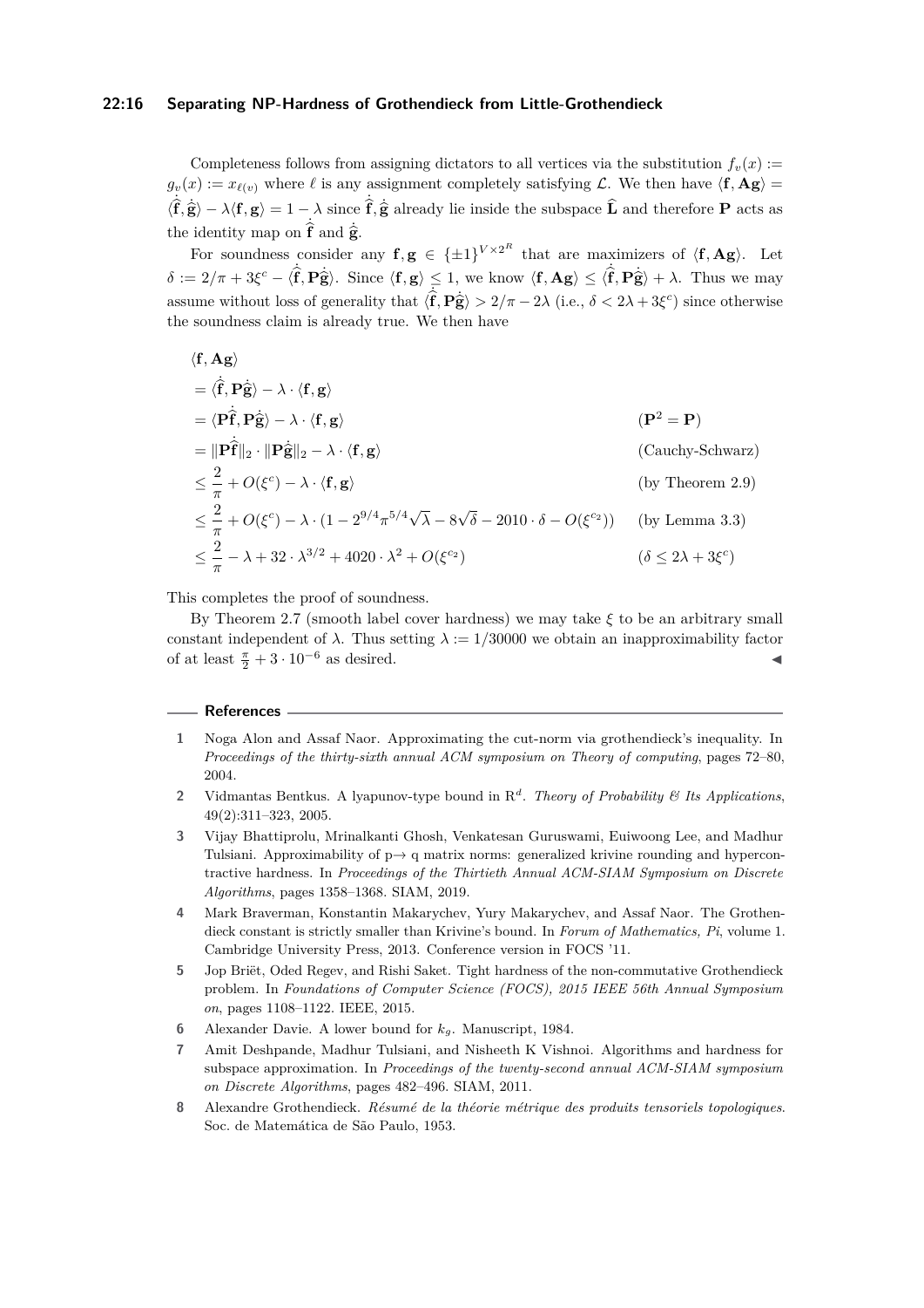Completeness follows from assigning dictators to all vertices via the substitution $f_v(x) := g_v(x) := x_{\ell(v)}$ where $\ell$ is any assignment completely satisfying $\mathcal{L}$. We then have $\langle \mathbf{f}, \mathbf{A}\mathbf{g} \rangle = \langle \hat{\dot{\mathbf{f}}}, \hat{\dot{\mathbf{g}}} \rangle - \lambda \langle \mathbf{f}, \mathbf{g} \rangle = 1 - \lambda$ since $\hat{\dot{\mathbf{f}}}, \hat{\dot{\mathbf{g}}}$ already lie inside the subspace $\widehat{\mathbf{L}}$ and therefore $\mathbf{P}$ acts as the identity map on $\hat{\dot{\mathbf{f}}}$ and $\hat{\dot{\mathbf{g}}}$.

For soundness consider any $\mathbf{f}, \mathbf{g} \in \{\pm 1\}^{V \times 2^R}$ that are maximizers of $\langle \mathbf{f}, \mathbf{A}\mathbf{g} \rangle$. Let $\delta := 2/\pi + 3\xi^c - \langle \hat{\dot{\mathbf{f}}}, \mathbf{P}\hat{\dot{\mathbf{g}}} \rangle$. Since $\langle \mathbf{f}, \mathbf{g} \rangle \leq 1$, we know $\langle \mathbf{f}, \mathbf{A}\mathbf{g} \rangle \leq \langle \hat{\dot{\mathbf{f}}}, \mathbf{P}\hat{\dot{\mathbf{g}}} \rangle + \lambda$. Thus we may assume without loss of generality that $\langle \hat{\dot{\mathbf{f}}}, \mathbf{P}\hat{\dot{\mathbf{g}}} \rangle > 2/\pi - 2\lambda$ (i.e., $\delta < 2\lambda + 3\xi^c$) since otherwise the soundness claim is already true. We then have

$$
\begin{aligned}
&\langle \mathbf{f}, \mathbf{A}\mathbf{g} \rangle \\
&= \langle \hat{\dot{\mathbf{f}}}, \mathbf{P}\hat{\dot{\mathbf{g}}} \rangle - \lambda \cdot \langle \mathbf{f}, \mathbf{g} \rangle \\
&= \langle \mathbf{P}\hat{\dot{\mathbf{f}}}, \mathbf{P}\hat{\dot{\mathbf{g}}} \rangle - \lambda \cdot \langle \mathbf{f}, \mathbf{g} \rangle && (\mathbf{P}^2 = \mathbf{P}) \\
&= \|\mathbf{P}\hat{\dot{\mathbf{f}}}\|_2 \cdot \|\mathbf{P}\hat{\dot{\mathbf{g}}}\|_2 - \lambda \cdot \langle \mathbf{f}, \mathbf{g} \rangle && \text{(Cauchy-Schwarz)} \\
&\leq \frac{2}{\pi} + O(\xi^c) - \lambda \cdot \langle \mathbf{f}, \mathbf{g} \rangle && \text{(by Theorem 2.9)} \\
&\leq \frac{2}{\pi} + O(\xi^c) - \lambda \cdot (1 - 2^{9/4}\pi^{5/4}\sqrt{\lambda} - 8\sqrt{\delta} - 2010 \cdot \delta - O(\xi^{c_2})) && \text{(by Lemma 3.3)} \\
&\leq \frac{2}{\pi} - \lambda + 32 \cdot \lambda^{3/2} + 4020 \cdot \lambda^2 + O(\xi^{c_2}) && (\delta \leq 2\lambda + 3\xi^c)
\end{aligned}
$$

This completes the proof of soundness.

By Theorem 2.7 (smooth label cover hardness) we may take $\xi$ to be an arbitrary small constant independent of $\lambda$. Thus setting $\lambda := 1/30000$ we obtain an inapproximability factor of at least $\frac{\pi}{2} + 3 \cdot 10^{-6}$ as desired. ◀

## References

1. Noga Alon and Assaf Naor. Approximating the cut-norm via grothendieck's inequality. In *Proceedings of the thirty-sixth annual ACM symposium on Theory of computing*, pages 72–80, 2004.
2. Vidmantas Bentkus. A lyapunov-type bound in R$^d$. *Theory of Probability & Its Applications*, 49(2):311–323, 2005.
3. Vijay Bhattiprolu, Mrinalkanti Ghosh, Venkatesan Guruswami, Euiwoong Lee, and Madhur Tulsiani. Approximability of p→ q matrix norms: generalized krivine rounding and hypercontractive hardness. In *Proceedings of the Thirtieth Annual ACM-SIAM Symposium on Discrete Algorithms*, pages 1358–1368. SIAM, 2019.
4. Mark Braverman, Konstantin Makarychev, Yury Makarychev, and Assaf Naor. The Grothendieck constant is strictly smaller than Krivine's bound. In *Forum of Mathematics, Pi*, volume 1. Cambridge University Press, 2013. Conference version in FOCS '11.
5. Jop Briët, Oded Regev, and Rishi Saket. Tight hardness of the non-commutative Grothendieck problem. In *Foundations of Computer Science (FOCS), 2015 IEEE 56th Annual Symposium on*, pages 1108–1122. IEEE, 2015.
6. Alexander Davie. A lower bound for $k_g$. Manuscript, 1984.
7. Amit Deshpande, Madhur Tulsiani, and Nisheeth K Vishnoi. Algorithms and hardness for subspace approximation. In *Proceedings of the twenty-second annual ACM-SIAM symposium on Discrete Algorithms*, pages 482–496. SIAM, 2011.
8. Alexandre Grothendieck. *Résumé de la théorie métrique des produits tensoriels topologiques*. Soc. de Matemática de São Paulo, 1953.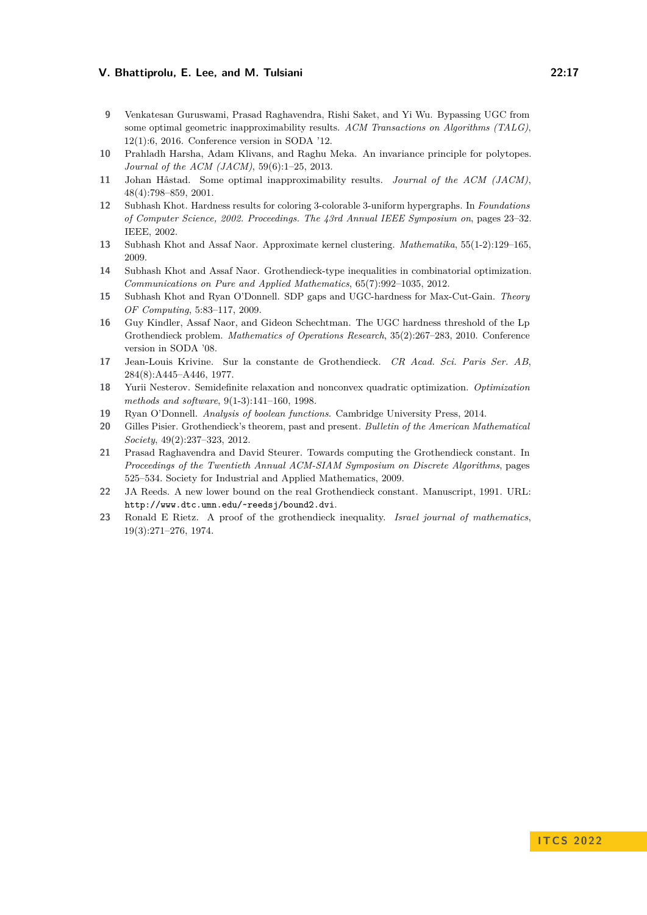9. Venkatesan Guruswami, Prasad Raghavendra, Rishi Saket, and Yi Wu. Bypassing UGC from some optimal geometric inapproximability results. *ACM Transactions on Algorithms (TALG)*, 12(1):6, 2016. Conference version in SODA '12.
10. Prahladh Harsha, Adam Klivans, and Raghu Meka. An invariance principle for polytopes. *Journal of the ACM (JACM)*, 59(6):1–25, 2013.
11. Johan Håstad. Some optimal inapproximability results. *Journal of the ACM (JACM)*, 48(4):798–859, 2001.
12. Subhash Khot. Hardness results for coloring 3-colorable 3-uniform hypergraphs. In *Foundations of Computer Science, 2002. Proceedings. The 43rd Annual IEEE Symposium on*, pages 23–32. IEEE, 2002.
13. Subhash Khot and Assaf Naor. Approximate kernel clustering. *Mathematika*, 55(1-2):129–165, 2009.
14. Subhash Khot and Assaf Naor. Grothendieck-type inequalities in combinatorial optimization. *Communications on Pure and Applied Mathematics*, 65(7):992–1035, 2012.
15. Subhash Khot and Ryan O'Donnell. SDP gaps and UGC-hardness for Max-Cut-Gain. *Theory OF Computing*, 5:83–117, 2009.
16. Guy Kindler, Assaf Naor, and Gideon Schechtman. The UGC hardness threshold of the Lp Grothendieck problem. *Mathematics of Operations Research*, 35(2):267–283, 2010. Conference version in SODA '08.
17. Jean-Louis Krivine. Sur la constante de Grothendieck. *CR Acad. Sci. Paris Ser. AB*, 284(8):A445–A446, 1977.
18. Yurii Nesterov. Semidefinite relaxation and nonconvex quadratic optimization. *Optimization methods and software*, 9(1-3):141–160, 1998.
19. Ryan O'Donnell. *Analysis of boolean functions*. Cambridge University Press, 2014.
20. Gilles Pisier. Grothendieck's theorem, past and present. *Bulletin of the American Mathematical Society*, 49(2):237–323, 2012.
21. Prasad Raghavendra and David Steurer. Towards computing the Grothendieck constant. In *Proceedings of the Twentieth Annual ACM-SIAM Symposium on Discrete Algorithms*, pages 525–534. Society for Industrial and Applied Mathematics, 2009.
22. JA Reeds. A new lower bound on the real Grothendieck constant. Manuscript, 1991. URL: `http://www.dtc.umn.edu/~reedsj/bound2.dvi`.
23. Ronald E Rietz. A proof of the grothendieck inequality. *Israel journal of mathematics*, 19(3):271–276, 1974.